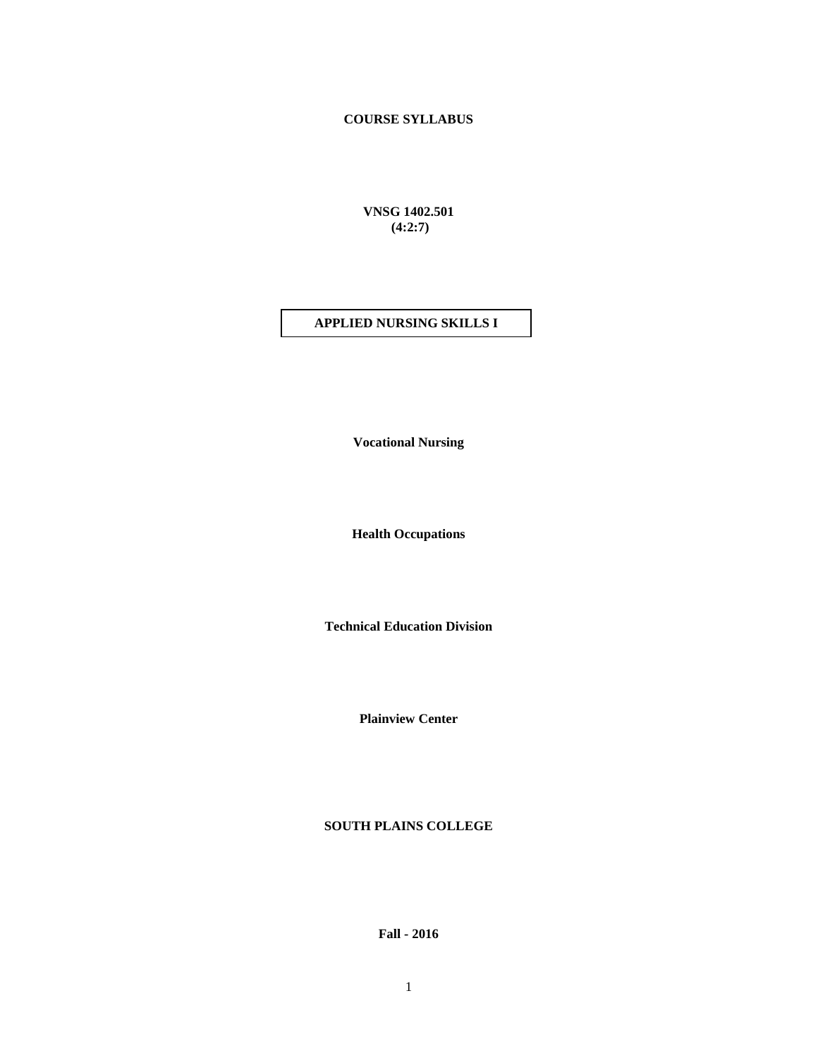**COURSE SYLLABUS**

**VNSG 1402.501**
**(4:2:7)**

# APPLIED NURSING SKILLS I

**Vocational Nursing**

**Health Occupations**

**Technical Education Division**

**Plainview Center**

**SOUTH PLAINS COLLEGE**

**Fall - 2016**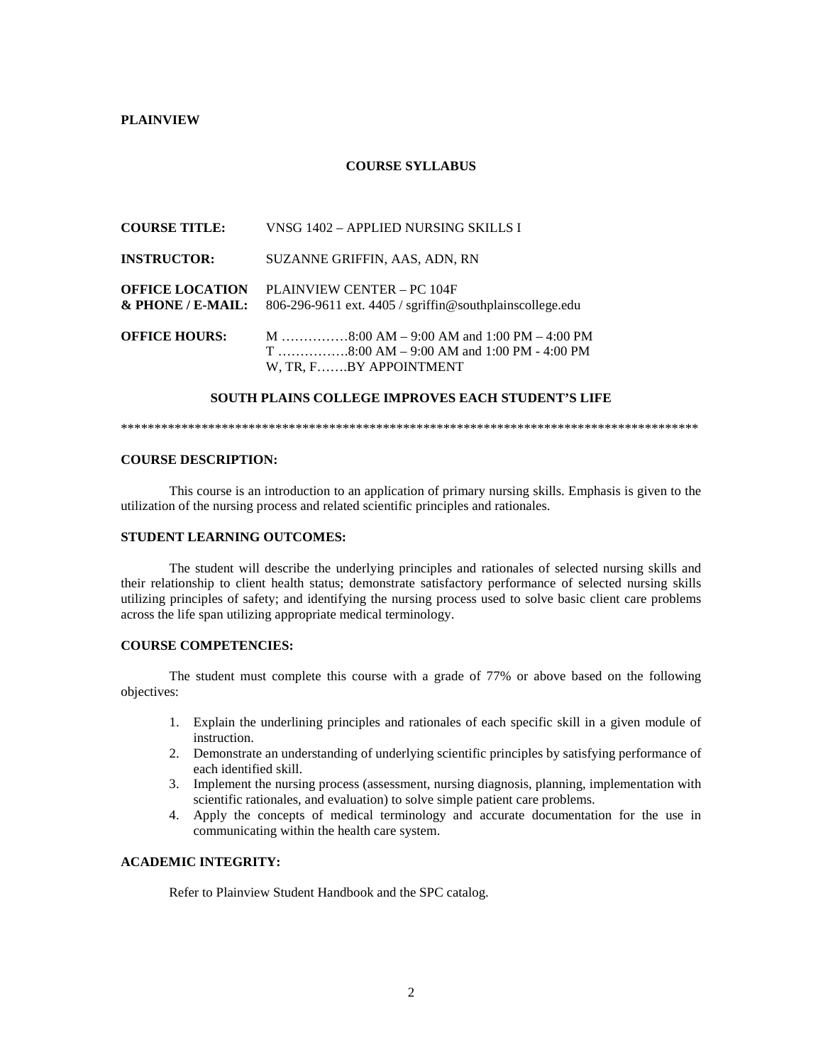**PLAINVIEW**

**COURSE SYLLABUS**

**COURSE TITLE:** VNSG 1402 – APPLIED NURSING SKILLS I

**INSTRUCTOR:** SUZANNE GRIFFIN, AAS, ADN, RN

**OFFICE LOCATION & PHONE / E-MAIL:** PLAINVIEW CENTER – PC 104F
806-296-9611 ext. 4405 / sgriffin@southplainscollege.edu

**OFFICE HOURS:**
M ……………8:00 AM – 9:00 AM and 1:00 PM – 4:00 PM
T …………….8:00 AM – 9:00 AM and 1:00 PM - 4:00 PM
W, TR, F…….BY APPOINTMENT

**SOUTH PLAINS COLLEGE IMPROVES EACH STUDENT'S LIFE**

*****************************************************************************************

**COURSE DESCRIPTION:**

This course is an introduction to an application of primary nursing skills. Emphasis is given to the utilization of the nursing process and related scientific principles and rationales.

**STUDENT LEARNING OUTCOMES:**

The student will describe the underlying principles and rationales of selected nursing skills and their relationship to client health status; demonstrate satisfactory performance of selected nursing skills utilizing principles of safety; and identifying the nursing process used to solve basic client care problems across the life span utilizing appropriate medical terminology.

**COURSE COMPETENCIES:**

The student must complete this course with a grade of 77% or above based on the following objectives:

1. Explain the underlining principles and rationales of each specific skill in a given module of instruction.
2. Demonstrate an understanding of underlying scientific principles by satisfying performance of each identified skill.
3. Implement the nursing process (assessment, nursing diagnosis, planning, implementation with scientific rationales, and evaluation) to solve simple patient care problems.
4. Apply the concepts of medical terminology and accurate documentation for the use in communicating within the health care system.

**ACADEMIC INTEGRITY:**

Refer to Plainview Student Handbook and the SPC catalog.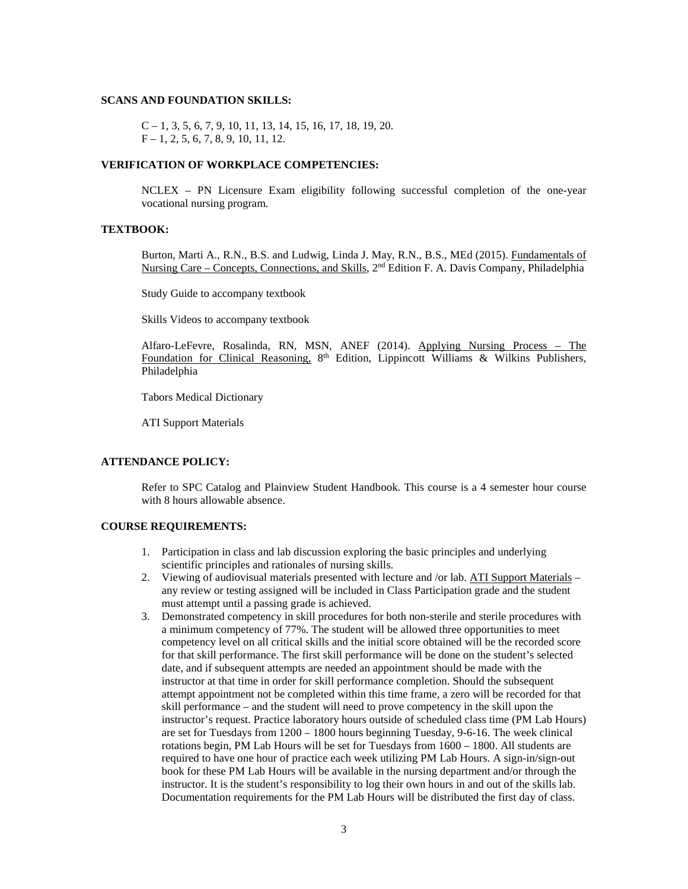**SCANS AND FOUNDATION SKILLS:**

C – 1, 3, 5, 6, 7, 9, 10, 11, 13, 14, 15, 16, 17, 18, 19, 20.
F – 1, 2, 5, 6, 7, 8, 9, 10, 11, 12.

**VERIFICATION OF WORKPLACE COMPETENCIES:**

NCLEX – PN Licensure Exam eligibility following successful completion of the one-year vocational nursing program.

**TEXTBOOK:**

Burton, Marti A., R.N., B.S. and Ludwig, Linda J. May, R.N., B.S., MEd (2015). Fundamentals of Nursing Care – Concepts, Connections, and Skills, 2nd Edition F. A. Davis Company, Philadelphia

Study Guide to accompany textbook

Skills Videos to accompany textbook

Alfaro-LeFevre, Rosalinda, RN, MSN, ANEF (2014). Applying Nursing Process – The Foundation for Clinical Reasoning, 8th Edition, Lippincott Williams & Wilkins Publishers, Philadelphia

Tabors Medical Dictionary

ATI Support Materials

**ATTENDANCE POLICY:**

Refer to SPC Catalog and Plainview Student Handbook. This course is a 4 semester hour course with 8 hours allowable absence.

**COURSE REQUIREMENTS:**

1. Participation in class and lab discussion exploring the basic principles and underlying scientific principles and rationales of nursing skills.
2. Viewing of audiovisual materials presented with lecture and /or lab. ATI Support Materials – any review or testing assigned will be included in Class Participation grade and the student must attempt until a passing grade is achieved.
3. Demonstrated competency in skill procedures for both non-sterile and sterile procedures with a minimum competency of 77%. The student will be allowed three opportunities to meet competency level on all critical skills and the initial score obtained will be the recorded score for that skill performance. The first skill performance will be done on the student's selected date, and if subsequent attempts are needed an appointment should be made with the instructor at that time in order for skill performance completion. Should the subsequent attempt appointment not be completed within this time frame, a zero will be recorded for that skill performance – and the student will need to prove competency in the skill upon the instructor's request. Practice laboratory hours outside of scheduled class time (PM Lab Hours) are set for Tuesdays from 1200 – 1800 hours beginning Tuesday, 9-6-16. The week clinical rotations begin, PM Lab Hours will be set for Tuesdays from 1600 – 1800. All students are required to have one hour of practice each week utilizing PM Lab Hours. A sign-in/sign-out book for these PM Lab Hours will be available in the nursing department and/or through the instructor. It is the student's responsibility to log their own hours in and out of the skills lab. Documentation requirements for the PM Lab Hours will be distributed the first day of class.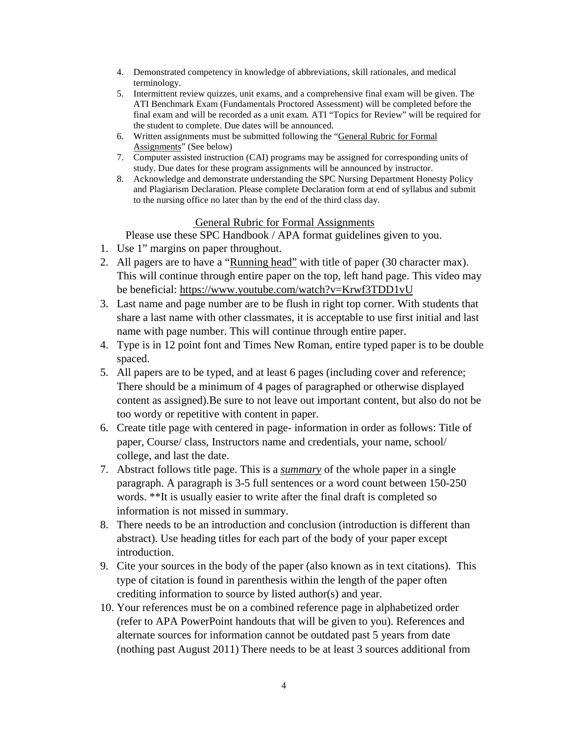4. Demonstrated competency in knowledge of abbreviations, skill rationales, and medical terminology.
5. Intermittent review quizzes, unit exams, and a comprehensive final exam will be given. The ATI Benchmark Exam (Fundamentals Proctored Assessment) will be completed before the final exam and will be recorded as a unit exam. ATI "Topics for Review" will be required for the student to complete. Due dates will be announced.
6. Written assignments must be submitted following the "General Rubric for Formal Assignments" (See below)
7. Computer assisted instruction (CAI) programs may be assigned for corresponding units of study. Due dates for these program assignments will be announced by instructor.
8. Acknowledge and demonstrate understanding the SPC Nursing Department Honesty Policy and Plagiarism Declaration. Please complete Declaration form at end of syllabus and submit to the nursing office no later than by the end of the third class day.

## General Rubric for Formal Assignments

Please use these SPC Handbook / APA format guidelines given to you.

1. Use 1" margins on paper throughout.
2. All pagers are to have a "Running head" with title of paper (30 character max). This will continue through entire paper on the top, left hand page. This video may be beneficial: https://www.youtube.com/watch?v=Krwf3TDD1vU
3. Last name and page number are to be flush in right top corner. With students that share a last name with other classmates, it is acceptable to use first initial and last name with page number. This will continue through entire paper.
4. Type is in 12 point font and Times New Roman, entire typed paper is to be double spaced.
5. All papers are to be typed, and at least 6 pages (including cover and reference; There should be a minimum of 4 pages of paragraphed or otherwise displayed content as assigned).Be sure to not leave out important content, but also do not be too wordy or repetitive with content in paper.
6. Create title page with centered in page- information in order as follows: Title of paper, Course/ class, Instructors name and credentials, your name, school/ college, and last the date.
7. Abstract follows title page. This is a ***summary*** of the whole paper in a single paragraph. A paragraph is 3-5 full sentences or a word count between 150-250 words. **It is usually easier to write after the final draft is completed so information is not missed in summary.
8. There needs to be an introduction and conclusion (introduction is different than abstract). Use heading titles for each part of the body of your paper except introduction.
9. Cite your sources in the body of the paper (also known as in text citations). This type of citation is found in parenthesis within the length of the paper often crediting information to source by listed author(s) and year.
10. Your references must be on a combined reference page in alphabetized order (refer to APA PowerPoint handouts that will be given to you). References and alternate sources for information cannot be outdated past 5 years from date (nothing past August 2011) There needs to be at least 3 sources additional from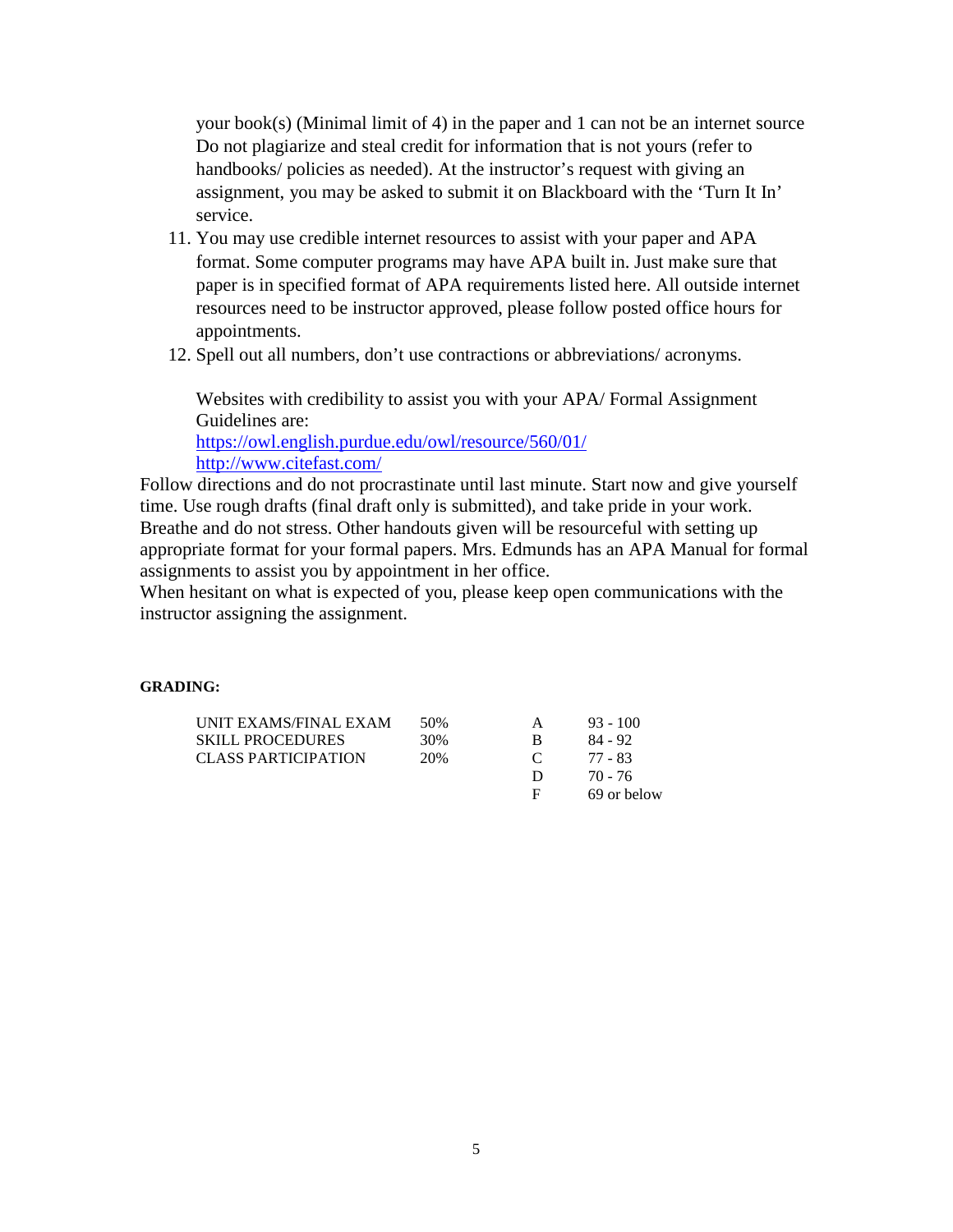your book(s) (Minimal limit of 4) in the paper and 1 can not be an internet source Do not plagiarize and steal credit for information that is not yours (refer to handbooks/ policies as needed). At the instructor's request with giving an assignment, you may be asked to submit it on Blackboard with the 'Turn It In' service.

11. You may use credible internet resources to assist with your paper and APA format. Some computer programs may have APA built in. Just make sure that paper is in specified format of APA requirements listed here. All outside internet resources need to be instructor approved, please follow posted office hours for appointments.
12. Spell out all numbers, don't use contractions or abbreviations/ acronyms.

Websites with credibility to assist you with your APA/ Formal Assignment Guidelines are:
https://owl.english.purdue.edu/owl/resource/560/01/
http://www.citefast.com/

Follow directions and do not procrastinate until last minute. Start now and give yourself time. Use rough drafts (final draft only is submitted), and take pride in your work. Breathe and do not stress. Other handouts given will be resourceful with setting up appropriate format for your formal papers. Mrs. Edmunds has an APA Manual for formal assignments to assist you by appointment in her office.
When hesitant on what is expected of you, please keep open communications with the instructor assigning the assignment.

**GRADING:**

| | | | |
|---|---|---|---|
| UNIT EXAMS/FINAL EXAM | 50% | A | 93 - 100 |
| SKILL PROCEDURES | 30% | B | 84 - 92 |
| CLASS PARTICIPATION | 20% | C | 77 - 83 |
| | | D | 70 - 76 |
| | | F | 69 or below |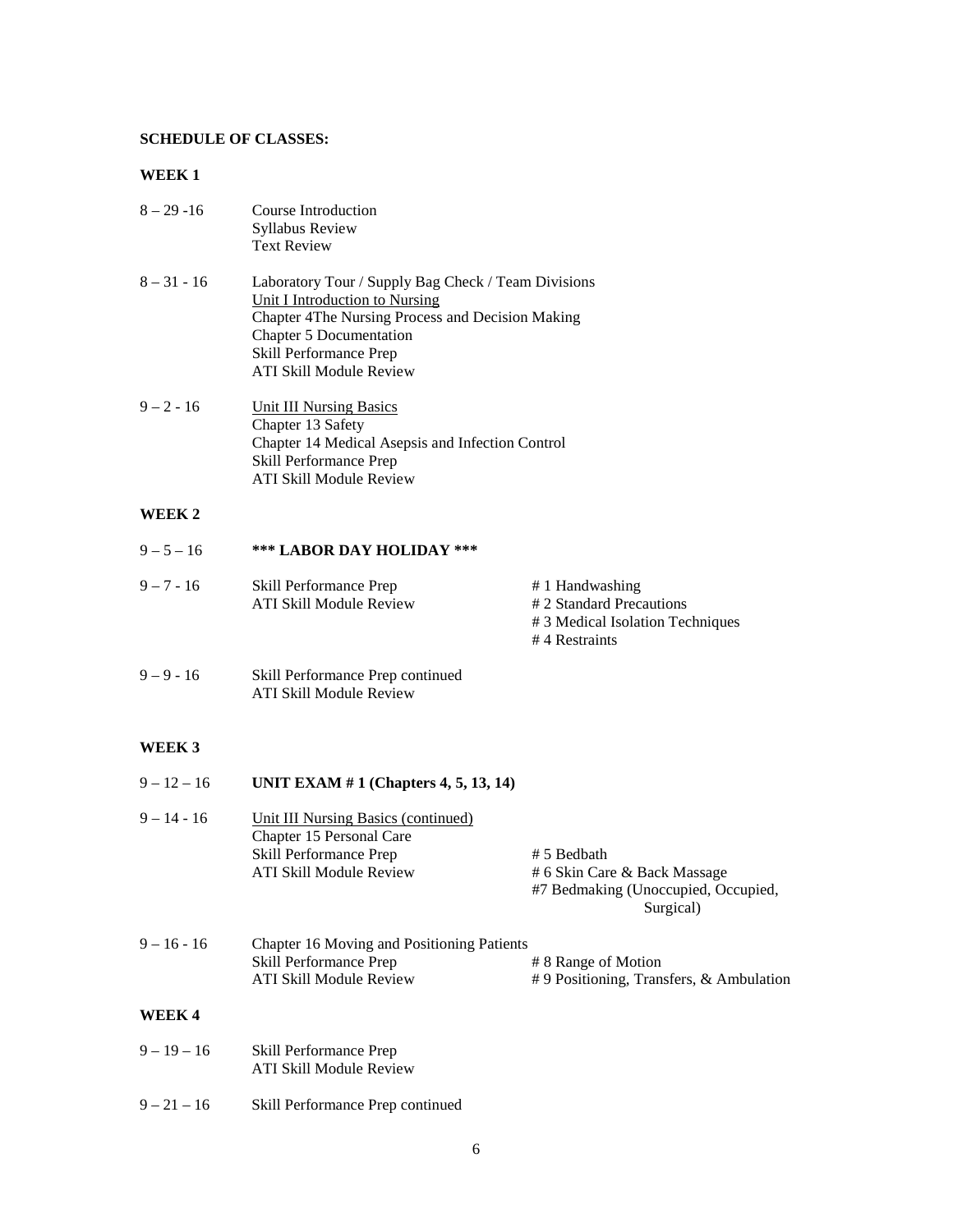**SCHEDULE OF CLASSES:**

**WEEK 1**

8 – 29 -16 Course Introduction
Syllabus Review
Text Review

8 – 31 - 16 Laboratory Tour / Supply Bag Check / Team Divisions
Unit I Introduction to Nursing
Chapter 4The Nursing Process and Decision Making
Chapter 5 Documentation
Skill Performance Prep
ATI Skill Module Review

9 – 2 - 16 Unit III Nursing Basics
Chapter 13 Safety
Chapter 14 Medical Asepsis and Infection Control
Skill Performance Prep
ATI Skill Module Review

**WEEK 2**

9 – 5 – 16 **\*\*\* LABOR DAY HOLIDAY \*\*\***

9 – 7 - 16 Skill Performance Prep
ATI Skill Module Review
# 1 Handwashing
# 2 Standard Precautions
# 3 Medical Isolation Techniques
# 4 Restraints

9 – 9 - 16 Skill Performance Prep continued
ATI Skill Module Review

**WEEK 3**

9 – 12 – 16 **UNIT EXAM # 1 (Chapters 4, 5, 13, 14)**

9 – 14 - 16 Unit III Nursing Basics (continued)
Chapter 15 Personal Care
Skill Performance Prep
ATI Skill Module Review
# 5 Bedbath
# 6 Skin Care & Back Massage
#7 Bedmaking (Unoccupied, Occupied, Surgical)

9 – 16 - 16 Chapter 16 Moving and Positioning Patients
Skill Performance Prep
ATI Skill Module Review
# 8 Range of Motion
# 9 Positioning, Transfers, & Ambulation

**WEEK 4**

9 – 19 – 16 Skill Performance Prep
ATI Skill Module Review

9 – 21 – 16 Skill Performance Prep continued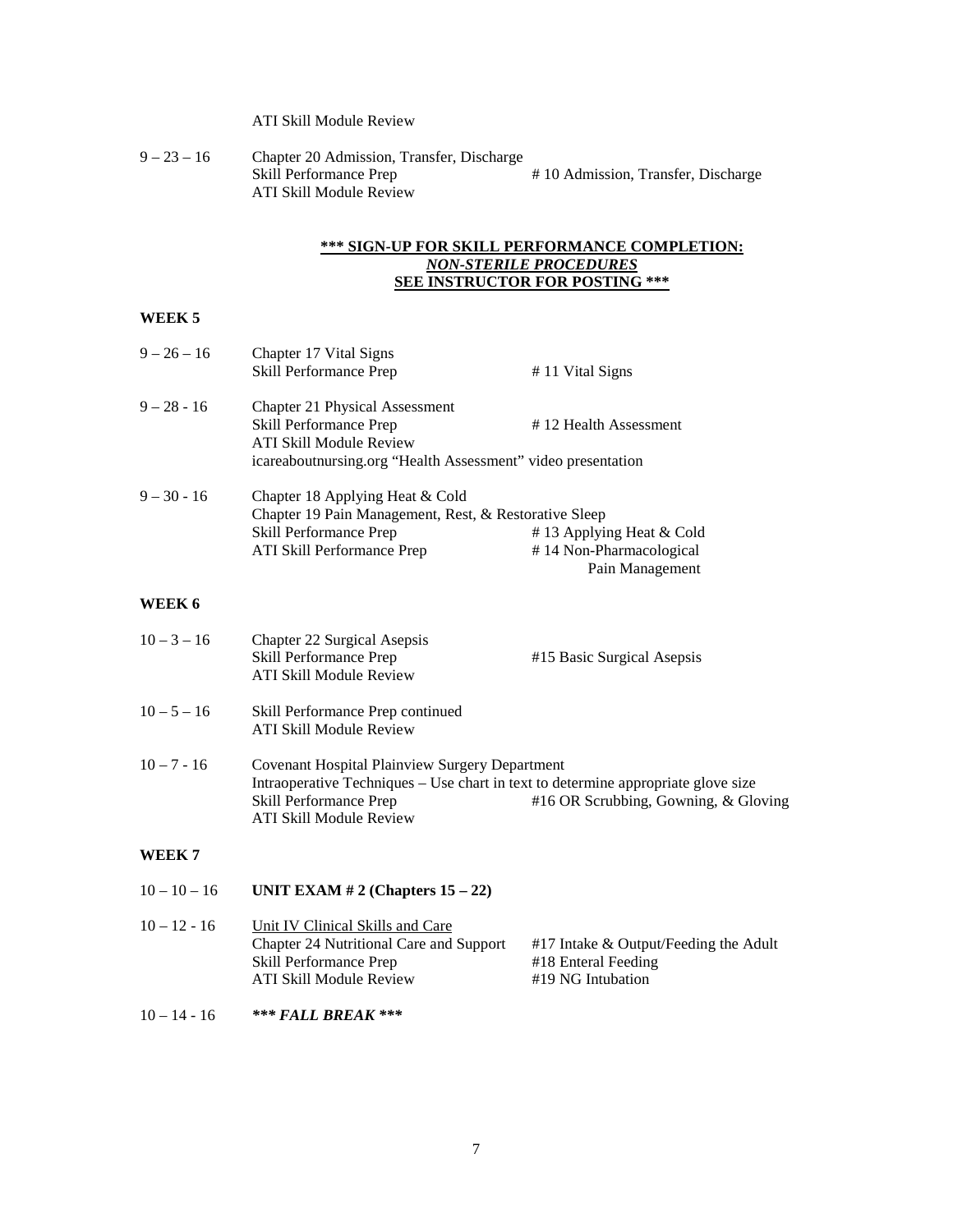ATI Skill Module Review

| | | |
|---|---|---|
| 9 – 23 – 16 | Chapter 20 Admission, Transfer, Discharge<br>Skill Performance Prep<br>ATI Skill Module Review | # 10 Admission, Transfer, Discharge |

**\*\*\* SIGN-UP FOR SKILL PERFORMANCE COMPLETION:**
***NON-STERILE PROCEDURES***
**SEE INSTRUCTOR FOR POSTING \*\*\***

### WEEK 5

| | | |
|---|---|---|
| 9 – 26 – 16 | Chapter 17 Vital Signs<br>Skill Performance Prep | # 11 Vital Signs |
| 9 – 28 - 16 | Chapter 21 Physical Assessment<br>Skill Performance Prep<br>ATI Skill Module Review<br>icareaboutnursing.org "Health Assessment" video presentation | # 12 Health Assessment |
| 9 – 30 - 16 | Chapter 18 Applying Heat & Cold<br>Chapter 19 Pain Management, Rest, & Restorative Sleep<br>Skill Performance Prep<br>ATI Skill Performance Prep | # 13 Applying Heat & Cold<br># 14 Non-Pharmacological Pain Management |

### WEEK 6

| | | |
|---|---|---|
| 10 – 3 – 16 | Chapter 22 Surgical Asepsis<br>Skill Performance Prep<br>ATI Skill Module Review | #15 Basic Surgical Asepsis |
| 10 – 5 – 16 | Skill Performance Prep continued<br>ATI Skill Module Review | |
| 10 – 7 - 16 | Covenant Hospital Plainview Surgery Department<br>Intraoperative Techniques – Use chart in text to determine appropriate glove size<br>Skill Performance Prep<br>ATI Skill Module Review | #16 OR Scrubbing, Gowning, & Gloving |

### WEEK 7

| | | |
|---|---|---|
| 10 – 10 – 16 | **UNIT EXAM # 2 (Chapters 15 – 22)** | |
| 10 – 12 - 16 | <u>Unit IV Clinical Skills and Care</u><br>Chapter 24 Nutritional Care and Support<br>Skill Performance Prep<br>ATI Skill Module Review | #17 Intake & Output/Feeding the Adult<br>#18 Enteral Feeding<br>#19 NG Intubation |
| 10 – 14 - 16 | ***\*\*\* FALL BREAK \*\*\**** | |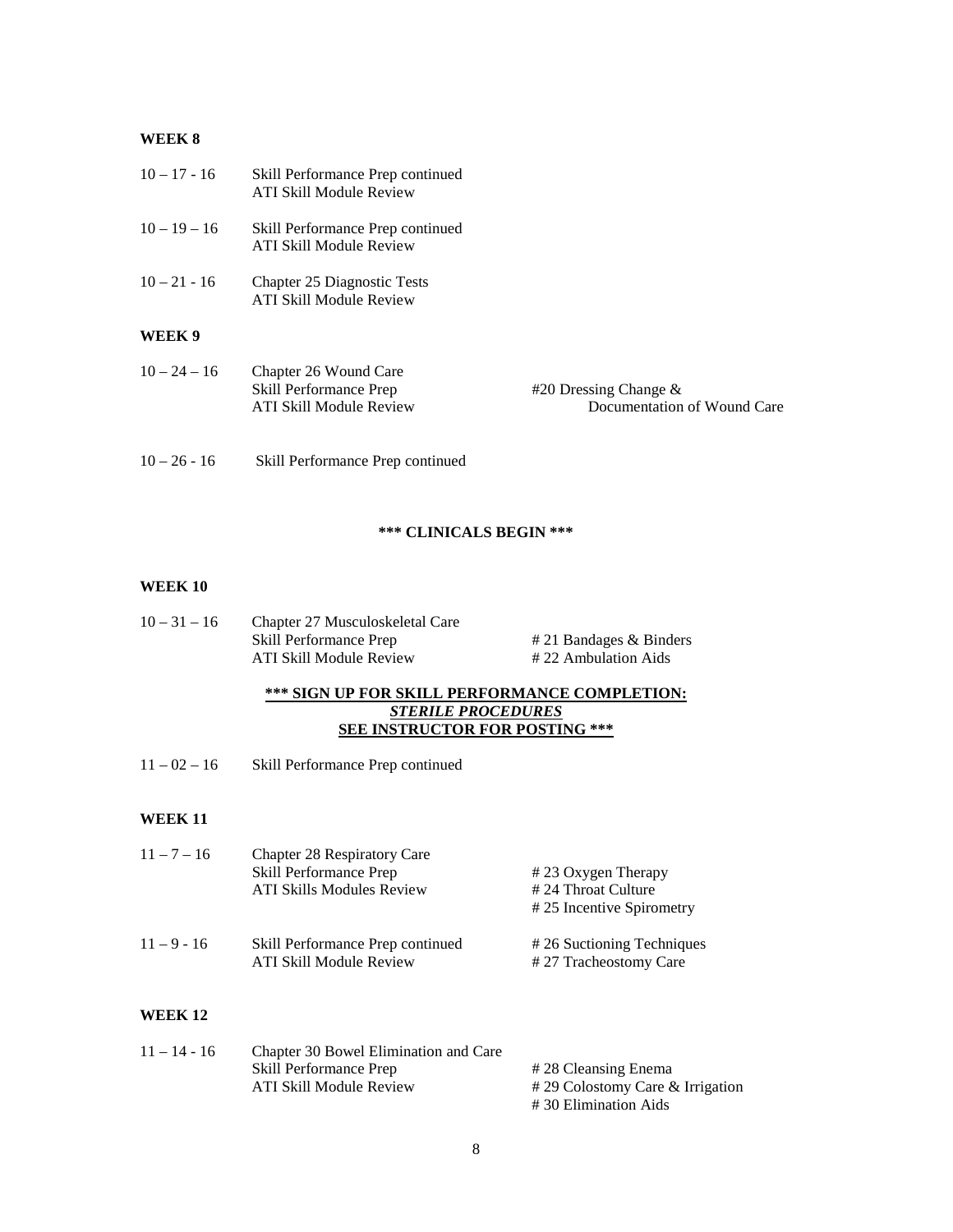**WEEK 8**

| | | |
|---|---|---|
| 10 – 17 - 16 | Skill Performance Prep continued<br>ATI Skill Module Review | |
| 10 – 19 – 16 | Skill Performance Prep continued<br>ATI Skill Module Review | |
| 10 – 21 - 16 | Chapter 25 Diagnostic Tests<br>ATI Skill Module Review | |

**WEEK 9**

| | | |
|---|---|---|
| 10 – 24 – 16 | Chapter 26 Wound Care<br>Skill Performance Prep<br>ATI Skill Module Review | #20 Dressing Change & Documentation of Wound Care |
| 10 – 26 - 16 | Skill Performance Prep continued | |

**\*\*\* CLINICALS BEGIN \*\*\***

**WEEK 10**

| | | |
|---|---|---|
| 10 – 31 – 16 | Chapter 27 Musculoskeletal Care<br>Skill Performance Prep<br>ATI Skill Module Review | # 21 Bandages & Binders<br># 22 Ambulation Aids |

**\*\*\* SIGN UP FOR SKILL PERFORMANCE COMPLETION:**
***STERILE PROCEDURES***
**SEE INSTRUCTOR FOR POSTING \*\*\***

| | | |
|---|---|---|
| 11 – 02 – 16 | Skill Performance Prep continued | |

**WEEK 11**

| | | |
|---|---|---|
| 11 – 7 – 16 | Chapter 28 Respiratory Care<br>Skill Performance Prep<br>ATI Skills Modules Review | # 23 Oxygen Therapy<br># 24 Throat Culture<br># 25 Incentive Spirometry |
| 11 – 9 - 16 | Skill Performance Prep continued<br>ATI Skill Module Review | # 26 Suctioning Techniques<br># 27 Tracheostomy Care |

**WEEK 12**

| | | |
|---|---|---|
| 11 – 14 - 16 | Chapter 30 Bowel Elimination and Care<br>Skill Performance Prep<br>ATI Skill Module Review | # 28 Cleansing Enema<br># 29 Colostomy Care & Irrigation<br># 30 Elimination Aids |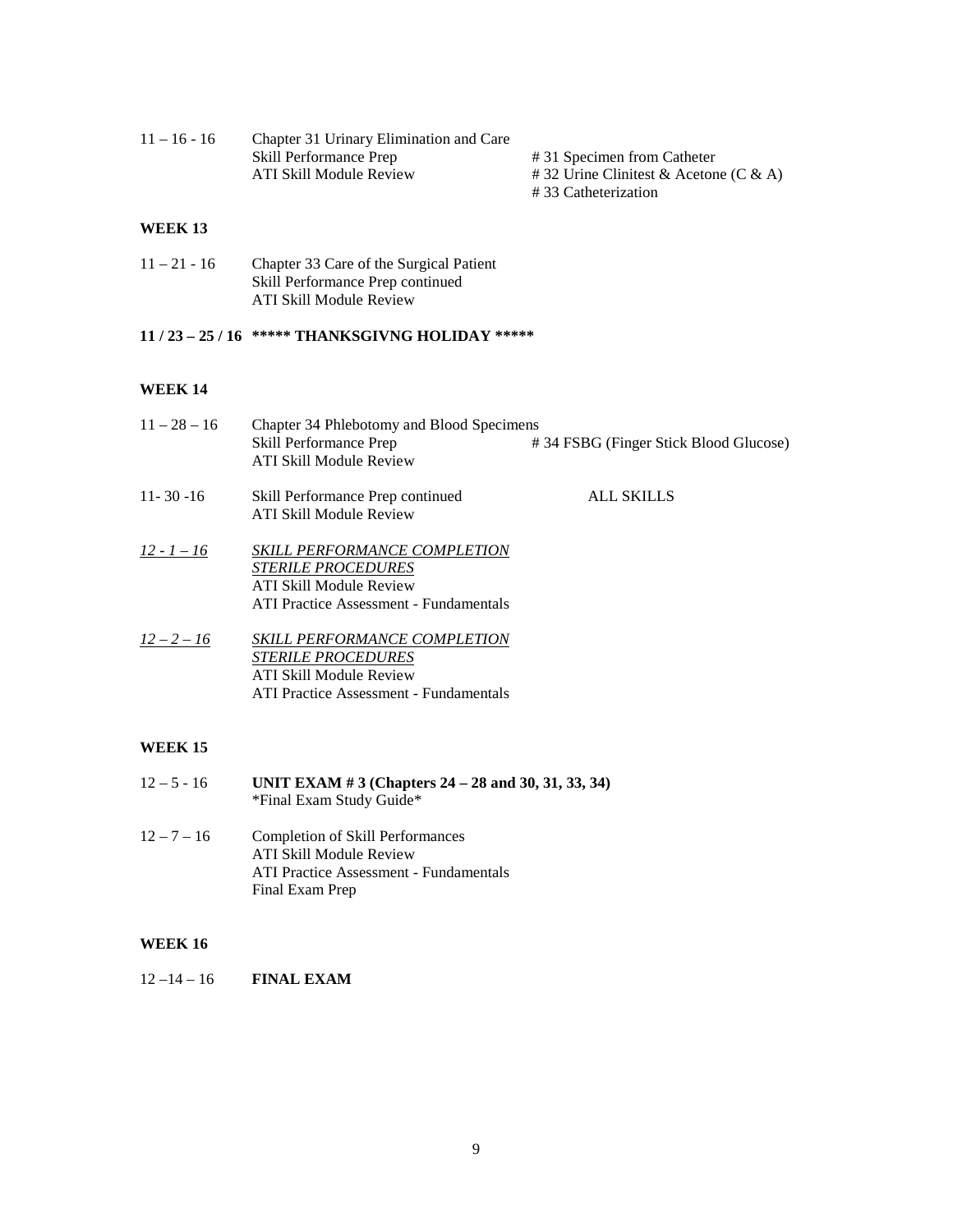11 – 16 - 16 Chapter 31 Urinary Elimination and Care
Skill Performance Prep — # 31 Specimen from Catheter
ATI Skill Module Review — # 32 Urine Clinitest & Acetone (C & A)
# 33 Catheterization

**WEEK 13**

11 – 21 - 16 Chapter 33 Care of the Surgical Patient
Skill Performance Prep continued
ATI Skill Module Review

**11 / 23 – 25 / 16 ***** THANKSGIVNG HOLIDAY *******

**WEEK 14**

11 – 28 – 16 Chapter 34 Phlebotomy and Blood Specimens
Skill Performance Prep — # 34 FSBG (Finger Stick Blood Glucose)
ATI Skill Module Review

11- 30 -16 Skill Performance Prep continued — ALL SKILLS
ATI Skill Module Review

*12 - 1 – 16* *SKILL PERFORMANCE COMPLETION*
*STERILE PROCEDURES*
ATI Skill Module Review
ATI Practice Assessment - Fundamentals

*12 – 2 – 16* *SKILL PERFORMANCE COMPLETION*
*STERILE PROCEDURES*
ATI Skill Module Review
ATI Practice Assessment - Fundamentals

**WEEK 15**

12 – 5 - 16 **UNIT EXAM # 3 (Chapters 24 – 28 and 30, 31, 33, 34)**
*Final Exam Study Guide*

12 – 7 – 16 Completion of Skill Performances
ATI Skill Module Review
ATI Practice Assessment - Fundamentals
Final Exam Prep

**WEEK 16**

12 –14 – 16 **FINAL EXAM**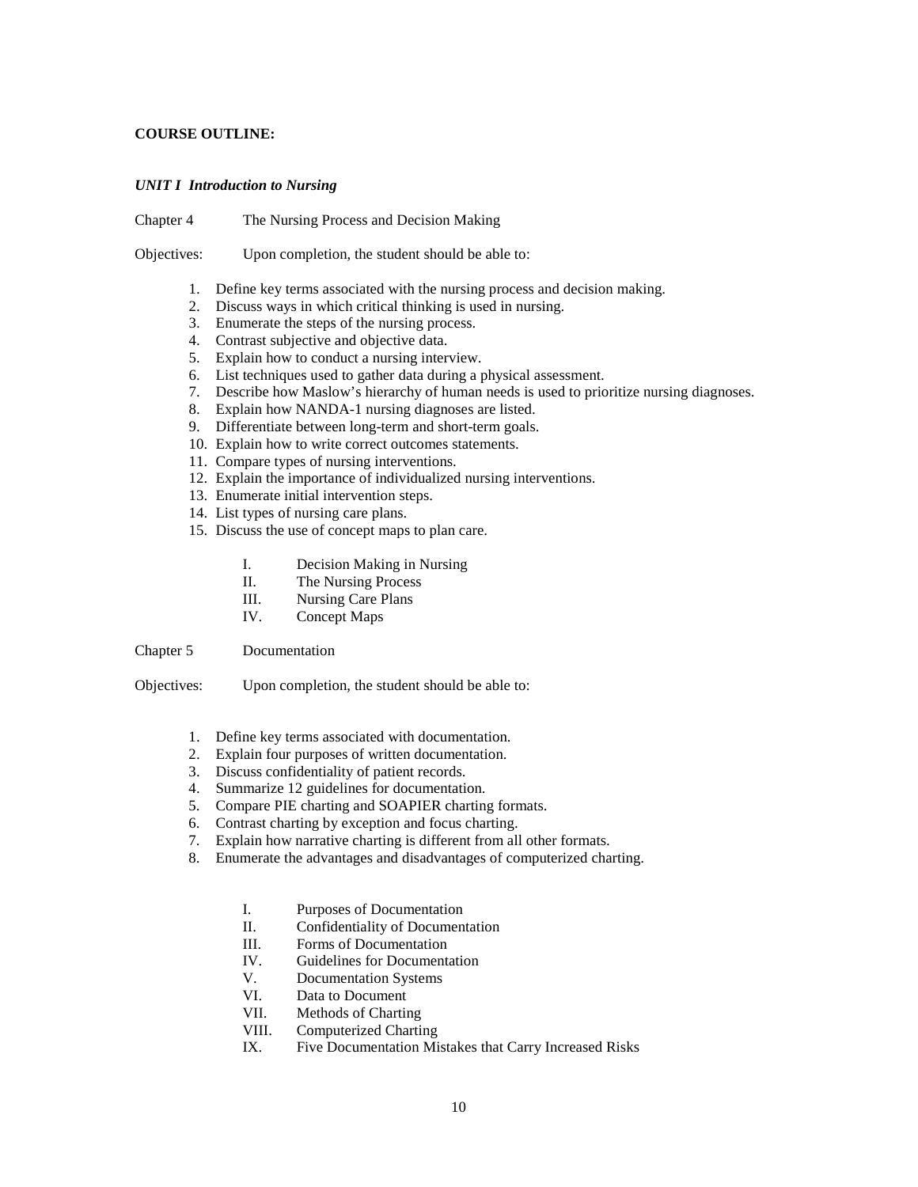**COURSE OUTLINE:**

***UNIT I Introduction to Nursing***

Chapter 4 The Nursing Process and Decision Making

Objectives: Upon completion, the student should be able to:

1. Define key terms associated with the nursing process and decision making.
2. Discuss ways in which critical thinking is used in nursing.
3. Enumerate the steps of the nursing process.
4. Contrast subjective and objective data.
5. Explain how to conduct a nursing interview.
6. List techniques used to gather data during a physical assessment.
7. Describe how Maslow's hierarchy of human needs is used to prioritize nursing diagnoses.
8. Explain how NANDA-1 nursing diagnoses are listed.
9. Differentiate between long-term and short-term goals.
10. Explain how to write correct outcomes statements.
11. Compare types of nursing interventions.
12. Explain the importance of individualized nursing interventions.
13. Enumerate initial intervention steps.
14. List types of nursing care plans.
15. Discuss the use of concept maps to plan care.

    I. Decision Making in Nursing
    II. The Nursing Process
    III. Nursing Care Plans
    IV. Concept Maps

Chapter 5 Documentation

Objectives: Upon completion, the student should be able to:

1. Define key terms associated with documentation.
2. Explain four purposes of written documentation.
3. Discuss confidentiality of patient records.
4. Summarize 12 guidelines for documentation.
5. Compare PIE charting and SOAPIER charting formats.
6. Contrast charting by exception and focus charting.
7. Explain how narrative charting is different from all other formats.
8. Enumerate the advantages and disadvantages of computerized charting.

    I. Purposes of Documentation
    II. Confidentiality of Documentation
    III. Forms of Documentation
    IV. Guidelines for Documentation
    V. Documentation Systems
    VI. Data to Document
    VII. Methods of Charting
    VIII. Computerized Charting
    IX. Five Documentation Mistakes that Carry Increased Risks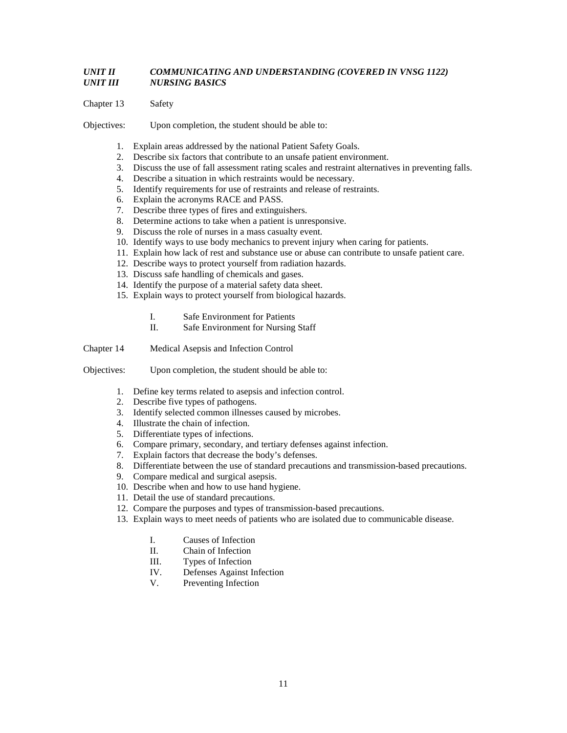***UNIT II COMMUNICATING AND UNDERSTANDING (COVERED IN VNSG 1122)***
***UNIT III NURSING BASICS***

Chapter 13 Safety

Objectives: Upon completion, the student should be able to:

1. Explain areas addressed by the national Patient Safety Goals.
2. Describe six factors that contribute to an unsafe patient environment.
3. Discuss the use of fall assessment rating scales and restraint alternatives in preventing falls.
4. Describe a situation in which restraints would be necessary.
5. Identify requirements for use of restraints and release of restraints.
6. Explain the acronyms RACE and PASS.
7. Describe three types of fires and extinguishers.
8. Determine actions to take when a patient is unresponsive.
9. Discuss the role of nurses in a mass casualty event.
10. Identify ways to use body mechanics to prevent injury when caring for patients.
11. Explain how lack of rest and substance use or abuse can contribute to unsafe patient care.
12. Describe ways to protect yourself from radiation hazards.
13. Discuss safe handling of chemicals and gases.
14. Identify the purpose of a material safety data sheet.
15. Explain ways to protect yourself from biological hazards.

I. Safe Environment for Patients
II. Safe Environment for Nursing Staff

Chapter 14 Medical Asepsis and Infection Control

Objectives: Upon completion, the student should be able to:

1. Define key terms related to asepsis and infection control.
2. Describe five types of pathogens.
3. Identify selected common illnesses caused by microbes.
4. Illustrate the chain of infection.
5. Differentiate types of infections.
6. Compare primary, secondary, and tertiary defenses against infection.
7. Explain factors that decrease the body's defenses.
8. Differentiate between the use of standard precautions and transmission-based precautions.
9. Compare medical and surgical asepsis.
10. Describe when and how to use hand hygiene.
11. Detail the use of standard precautions.
12. Compare the purposes and types of transmission-based precautions.
13. Explain ways to meet needs of patients who are isolated due to communicable disease.

I. Causes of Infection
II. Chain of Infection
III. Types of Infection
IV. Defenses Against Infection
V. Preventing Infection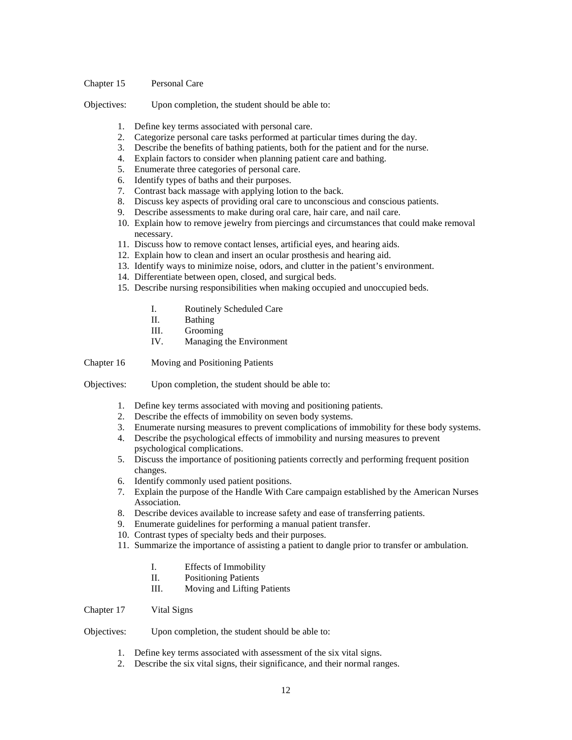Chapter 15 Personal Care

Objectives: Upon completion, the student should be able to:

1. Define key terms associated with personal care.
2. Categorize personal care tasks performed at particular times during the day.
3. Describe the benefits of bathing patients, both for the patient and for the nurse.
4. Explain factors to consider when planning patient care and bathing.
5. Enumerate three categories of personal care.
6. Identify types of baths and their purposes.
7. Contrast back massage with applying lotion to the back.
8. Discuss key aspects of providing oral care to unconscious and conscious patients.
9. Describe assessments to make during oral care, hair care, and nail care.
10. Explain how to remove jewelry from piercings and circumstances that could make removal necessary.
11. Discuss how to remove contact lenses, artificial eyes, and hearing aids.
12. Explain how to clean and insert an ocular prosthesis and hearing aid.
13. Identify ways to minimize noise, odors, and clutter in the patient's environment.
14. Differentiate between open, closed, and surgical beds.
15. Describe nursing responsibilities when making occupied and unoccupied beds.

    I. Routinely Scheduled Care
    II. Bathing
    III. Grooming
    IV. Managing the Environment

Chapter 16 Moving and Positioning Patients

Objectives: Upon completion, the student should be able to:

1. Define key terms associated with moving and positioning patients.
2. Describe the effects of immobility on seven body systems.
3. Enumerate nursing measures to prevent complications of immobility for these body systems.
4. Describe the psychological effects of immobility and nursing measures to prevent psychological complications.
5. Discuss the importance of positioning patients correctly and performing frequent position changes.
6. Identify commonly used patient positions.
7. Explain the purpose of the Handle With Care campaign established by the American Nurses Association.
8. Describe devices available to increase safety and ease of transferring patients.
9. Enumerate guidelines for performing a manual patient transfer.
10. Contrast types of specialty beds and their purposes.
11. Summarize the importance of assisting a patient to dangle prior to transfer or ambulation.

    I. Effects of Immobility
    II. Positioning Patients
    III. Moving and Lifting Patients

Chapter 17 Vital Signs

Objectives: Upon completion, the student should be able to:

1. Define key terms associated with assessment of the six vital signs.
2. Describe the six vital signs, their significance, and their normal ranges.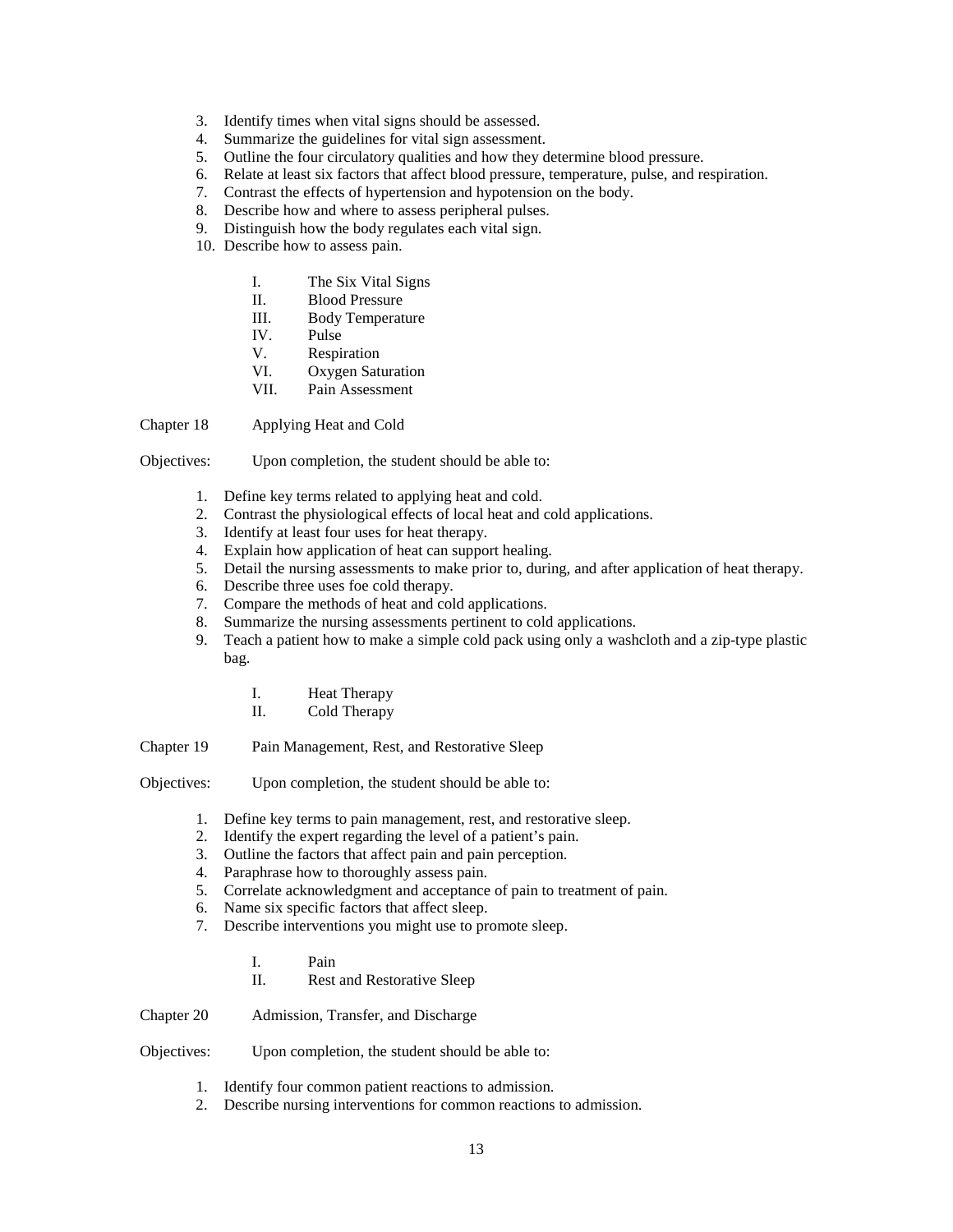3. Identify times when vital signs should be assessed.
4. Summarize the guidelines for vital sign assessment.
5. Outline the four circulatory qualities and how they determine blood pressure.
6. Relate at least six factors that affect blood pressure, temperature, pulse, and respiration.
7. Contrast the effects of hypertension and hypotension on the body.
8. Describe how and where to assess peripheral pulses.
9. Distinguish how the body regulates each vital sign.
10. Describe how to assess pain.

    I. The Six Vital Signs
    II. Blood Pressure
    III. Body Temperature
    IV. Pulse
    V. Respiration
    VI. Oxygen Saturation
    VII. Pain Assessment

## Chapter 18 Applying Heat and Cold

Objectives: Upon completion, the student should be able to:

1. Define key terms related to applying heat and cold.
2. Contrast the physiological effects of local heat and cold applications.
3. Identify at least four uses for heat therapy.
4. Explain how application of heat can support healing.
5. Detail the nursing assessments to make prior to, during, and after application of heat therapy.
6. Describe three uses foe cold therapy.
7. Compare the methods of heat and cold applications.
8. Summarize the nursing assessments pertinent to cold applications.
9. Teach a patient how to make a simple cold pack using only a washcloth and a zip-type plastic bag.

    I. Heat Therapy
    II. Cold Therapy

## Chapter 19 Pain Management, Rest, and Restorative Sleep

Objectives: Upon completion, the student should be able to:

1. Define key terms to pain management, rest, and restorative sleep.
2. Identify the expert regarding the level of a patient's pain.
3. Outline the factors that affect pain and pain perception.
4. Paraphrase how to thoroughly assess pain.
5. Correlate acknowledgment and acceptance of pain to treatment of pain.
6. Name six specific factors that affect sleep.
7. Describe interventions you might use to promote sleep.

    I. Pain
    II. Rest and Restorative Sleep

## Chapter 20 Admission, Transfer, and Discharge

Objectives: Upon completion, the student should be able to:

1. Identify four common patient reactions to admission.
2. Describe nursing interventions for common reactions to admission.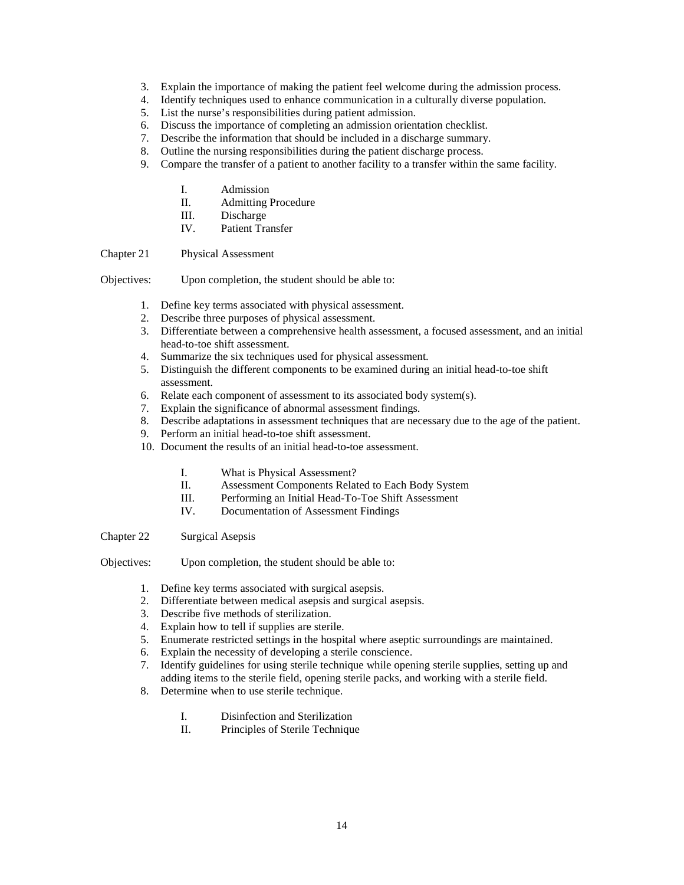3. Explain the importance of making the patient feel welcome during the admission process.
4. Identify techniques used to enhance communication in a culturally diverse population.
5. List the nurse's responsibilities during patient admission.
6. Discuss the importance of completing an admission orientation checklist.
7. Describe the information that should be included in a discharge summary.
8. Outline the nursing responsibilities during the patient discharge process.
9. Compare the transfer of a patient to another facility to a transfer within the same facility.

   I. Admission
   II. Admitting Procedure
   III. Discharge
   IV. Patient Transfer

Chapter 21 Physical Assessment

Objectives: Upon completion, the student should be able to:

1. Define key terms associated with physical assessment.
2. Describe three purposes of physical assessment.
3. Differentiate between a comprehensive health assessment, a focused assessment, and an initial head-to-toe shift assessment.
4. Summarize the six techniques used for physical assessment.
5. Distinguish the different components to be examined during an initial head-to-toe shift assessment.
6. Relate each component of assessment to its associated body system(s).
7. Explain the significance of abnormal assessment findings.
8. Describe adaptations in assessment techniques that are necessary due to the age of the patient.
9. Perform an initial head-to-toe shift assessment.
10. Document the results of an initial head-to-toe assessment.

   I. What is Physical Assessment?
   II. Assessment Components Related to Each Body System
   III. Performing an Initial Head-To-Toe Shift Assessment
   IV. Documentation of Assessment Findings

Chapter 22 Surgical Asepsis

Objectives: Upon completion, the student should be able to:

1. Define key terms associated with surgical asepsis.
2. Differentiate between medical asepsis and surgical asepsis.
3. Describe five methods of sterilization.
4. Explain how to tell if supplies are sterile.
5. Enumerate restricted settings in the hospital where aseptic surroundings are maintained.
6. Explain the necessity of developing a sterile conscience.
7. Identify guidelines for using sterile technique while opening sterile supplies, setting up and adding items to the sterile field, opening sterile packs, and working with a sterile field.
8. Determine when to use sterile technique.

   I. Disinfection and Sterilization
   II. Principles of Sterile Technique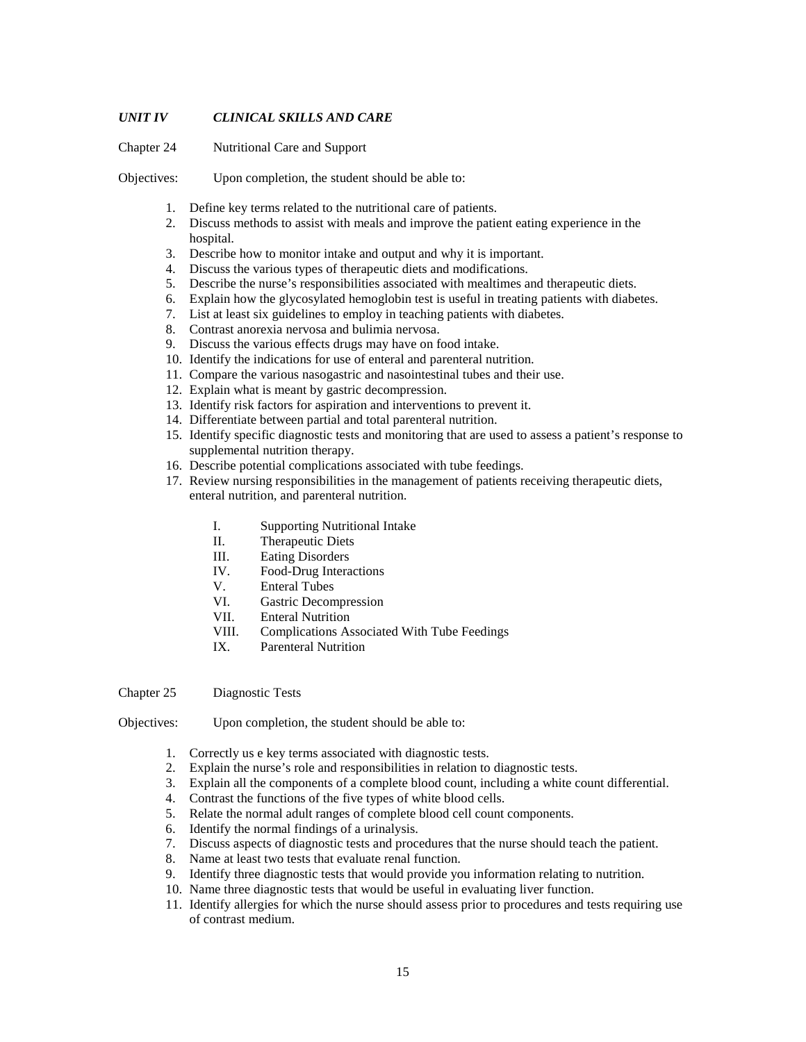***UNIT IV CLINICAL SKILLS AND CARE***

Chapter 24 Nutritional Care and Support

Objectives: Upon completion, the student should be able to:

1. Define key terms related to the nutritional care of patients.
2. Discuss methods to assist with meals and improve the patient eating experience in the hospital.
3. Describe how to monitor intake and output and why it is important.
4. Discuss the various types of therapeutic diets and modifications.
5. Describe the nurse's responsibilities associated with mealtimes and therapeutic diets.
6. Explain how the glycosylated hemoglobin test is useful in treating patients with diabetes.
7. List at least six guidelines to employ in teaching patients with diabetes.
8. Contrast anorexia nervosa and bulimia nervosa.
9. Discuss the various effects drugs may have on food intake.
10. Identify the indications for use of enteral and parenteral nutrition.
11. Compare the various nasogastric and nasointestinal tubes and their use.
12. Explain what is meant by gastric decompression.
13. Identify risk factors for aspiration and interventions to prevent it.
14. Differentiate between partial and total parenteral nutrition.
15. Identify specific diagnostic tests and monitoring that are used to assess a patient's response to supplemental nutrition therapy.
16. Describe potential complications associated with tube feedings.
17. Review nursing responsibilities in the management of patients receiving therapeutic diets, enteral nutrition, and parenteral nutrition.

I. Supporting Nutritional Intake
II. Therapeutic Diets
III. Eating Disorders
IV. Food-Drug Interactions
V. Enteral Tubes
VI. Gastric Decompression
VII. Enteral Nutrition
VIII. Complications Associated With Tube Feedings
IX. Parenteral Nutrition

Chapter 25 Diagnostic Tests

Objectives: Upon completion, the student should be able to:

1. Correctly us e key terms associated with diagnostic tests.
2. Explain the nurse's role and responsibilities in relation to diagnostic tests.
3. Explain all the components of a complete blood count, including a white count differential.
4. Contrast the functions of the five types of white blood cells.
5. Relate the normal adult ranges of complete blood cell count components.
6. Identify the normal findings of a urinalysis.
7. Discuss aspects of diagnostic tests and procedures that the nurse should teach the patient.
8. Name at least two tests that evaluate renal function.
9. Identify three diagnostic tests that would provide you information relating to nutrition.
10. Name three diagnostic tests that would be useful in evaluating liver function.
11. Identify allergies for which the nurse should assess prior to procedures and tests requiring use of contrast medium.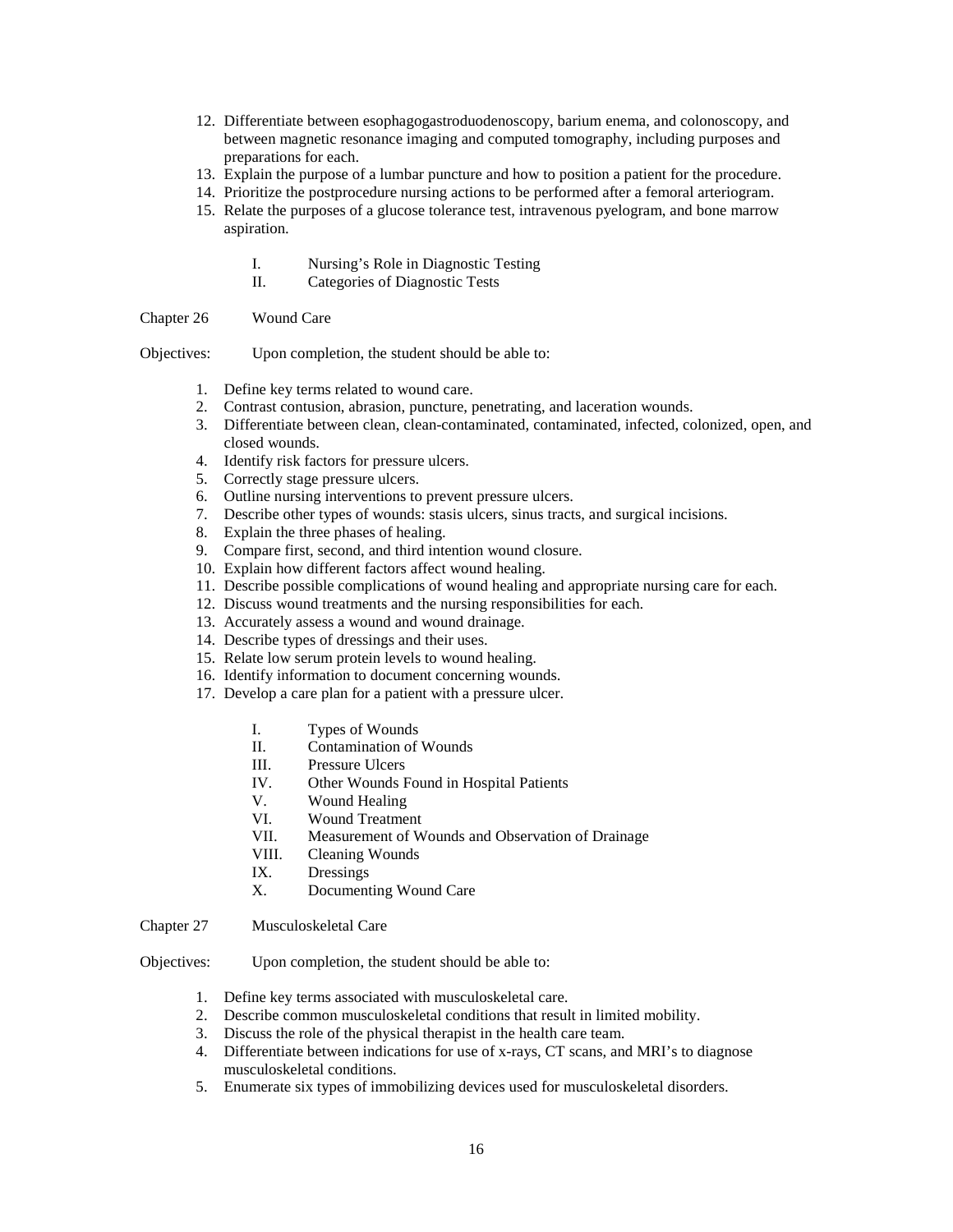12. Differentiate between esophagogastroduodenoscopy, barium enema, and colonoscopy, and between magnetic resonance imaging and computed tomography, including purposes and preparations for each.
13. Explain the purpose of a lumbar puncture and how to position a patient for the procedure.
14. Prioritize the postprocedure nursing actions to be performed after a femoral arteriogram.
15. Relate the purposes of a glucose tolerance test, intravenous pyelogram, and bone marrow aspiration.

    I. Nursing's Role in Diagnostic Testing
    II. Categories of Diagnostic Tests

Chapter 26 Wound Care

Objectives: Upon completion, the student should be able to:

1. Define key terms related to wound care.
2. Contrast contusion, abrasion, puncture, penetrating, and laceration wounds.
3. Differentiate between clean, clean-contaminated, contaminated, infected, colonized, open, and closed wounds.
4. Identify risk factors for pressure ulcers.
5. Correctly stage pressure ulcers.
6. Outline nursing interventions to prevent pressure ulcers.
7. Describe other types of wounds: stasis ulcers, sinus tracts, and surgical incisions.
8. Explain the three phases of healing.
9. Compare first, second, and third intention wound closure.
10. Explain how different factors affect wound healing.
11. Describe possible complications of wound healing and appropriate nursing care for each.
12. Discuss wound treatments and the nursing responsibilities for each.
13. Accurately assess a wound and wound drainage.
14. Describe types of dressings and their uses.
15. Relate low serum protein levels to wound healing.
16. Identify information to document concerning wounds.
17. Develop a care plan for a patient with a pressure ulcer.

    I. Types of Wounds
    II. Contamination of Wounds
    III. Pressure Ulcers
    IV. Other Wounds Found in Hospital Patients
    V. Wound Healing
    VI. Wound Treatment
    VII. Measurement of Wounds and Observation of Drainage
    VIII. Cleaning Wounds
    IX. Dressings
    X. Documenting Wound Care

Chapter 27 Musculoskeletal Care

Objectives: Upon completion, the student should be able to:

1. Define key terms associated with musculoskeletal care.
2. Describe common musculoskeletal conditions that result in limited mobility.
3. Discuss the role of the physical therapist in the health care team.
4. Differentiate between indications for use of x-rays, CT scans, and MRI's to diagnose musculoskeletal conditions.
5. Enumerate six types of immobilizing devices used for musculoskeletal disorders.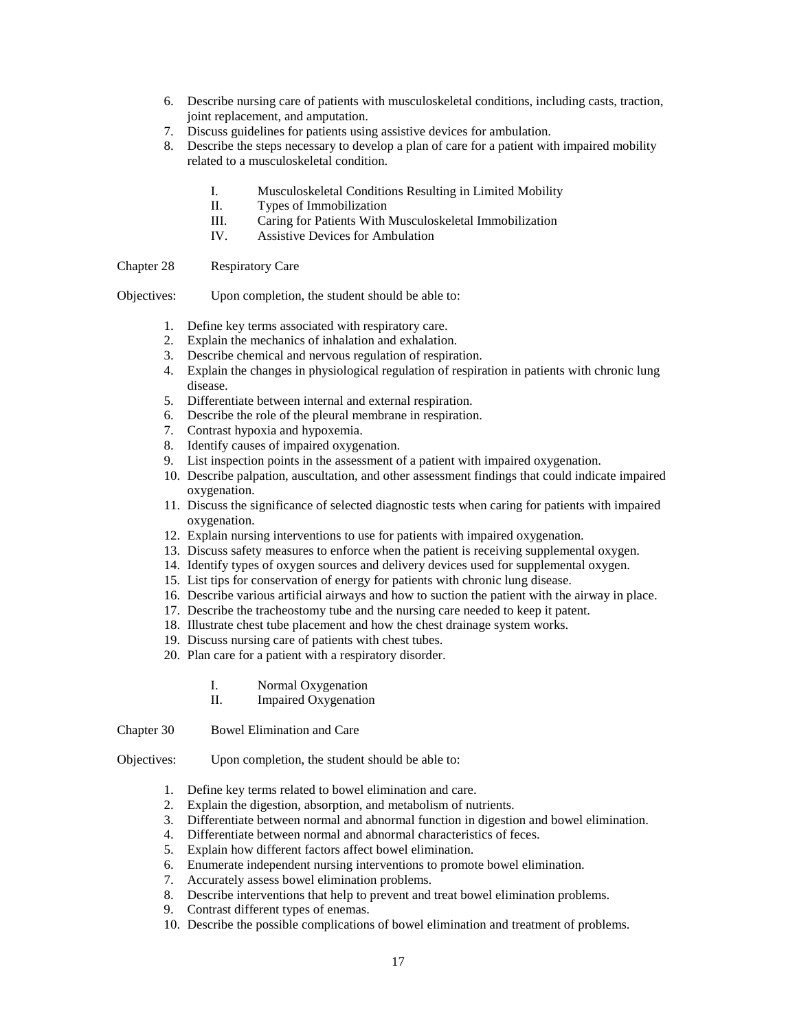6. Describe nursing care of patients with musculoskeletal conditions, including casts, traction, joint replacement, and amputation.
7. Discuss guidelines for patients using assistive devices for ambulation.
8. Describe the steps necessary to develop a plan of care for a patient with impaired mobility related to a musculoskeletal condition.

    I. Musculoskeletal Conditions Resulting in Limited Mobility
    II. Types of Immobilization
    III. Caring for Patients With Musculoskeletal Immobilization
    IV. Assistive Devices for Ambulation

Chapter 28 Respiratory Care

Objectives: Upon completion, the student should be able to:

1. Define key terms associated with respiratory care.
2. Explain the mechanics of inhalation and exhalation.
3. Describe chemical and nervous regulation of respiration.
4. Explain the changes in physiological regulation of respiration in patients with chronic lung disease.
5. Differentiate between internal and external respiration.
6. Describe the role of the pleural membrane in respiration.
7. Contrast hypoxia and hypoxemia.
8. Identify causes of impaired oxygenation.
9. List inspection points in the assessment of a patient with impaired oxygenation.
10. Describe palpation, auscultation, and other assessment findings that could indicate impaired oxygenation.
11. Discuss the significance of selected diagnostic tests when caring for patients with impaired oxygenation.
12. Explain nursing interventions to use for patients with impaired oxygenation.
13. Discuss safety measures to enforce when the patient is receiving supplemental oxygen.
14. Identify types of oxygen sources and delivery devices used for supplemental oxygen.
15. List tips for conservation of energy for patients with chronic lung disease.
16. Describe various artificial airways and how to suction the patient with the airway in place.
17. Describe the tracheostomy tube and the nursing care needed to keep it patent.
18. Illustrate chest tube placement and how the chest drainage system works.
19. Discuss nursing care of patients with chest tubes.
20. Plan care for a patient with a respiratory disorder.

    I. Normal Oxygenation
    II. Impaired Oxygenation

Chapter 30 Bowel Elimination and Care

Objectives: Upon completion, the student should be able to:

1. Define key terms related to bowel elimination and care.
2. Explain the digestion, absorption, and metabolism of nutrients.
3. Differentiate between normal and abnormal function in digestion and bowel elimination.
4. Differentiate between normal and abnormal characteristics of feces.
5. Explain how different factors affect bowel elimination.
6. Enumerate independent nursing interventions to promote bowel elimination.
7. Accurately assess bowel elimination problems.
8. Describe interventions that help to prevent and treat bowel elimination problems.
9. Contrast different types of enemas.
10. Describe the possible complications of bowel elimination and treatment of problems.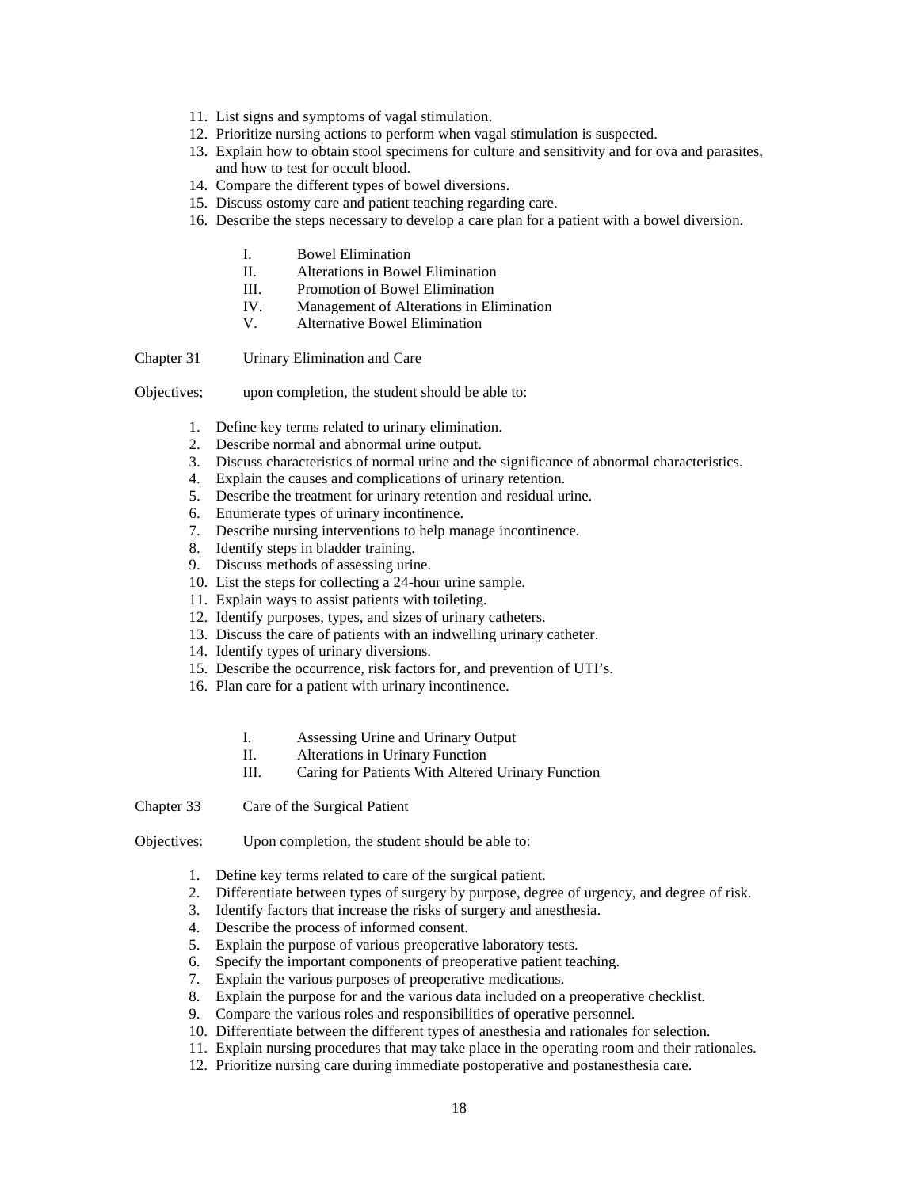11. List signs and symptoms of vagal stimulation.
12. Prioritize nursing actions to perform when vagal stimulation is suspected.
13. Explain how to obtain stool specimens for culture and sensitivity and for ova and parasites, and how to test for occult blood.
14. Compare the different types of bowel diversions.
15. Discuss ostomy care and patient teaching regarding care.
16. Describe the steps necessary to develop a care plan for a patient with a bowel diversion.

I. Bowel Elimination
II. Alterations in Bowel Elimination
III. Promotion of Bowel Elimination
IV. Management of Alterations in Elimination
V. Alternative Bowel Elimination

Chapter 31 Urinary Elimination and Care

Objectives; upon completion, the student should be able to:

1. Define key terms related to urinary elimination.
2. Describe normal and abnormal urine output.
3. Discuss characteristics of normal urine and the significance of abnormal characteristics.
4. Explain the causes and complications of urinary retention.
5. Describe the treatment for urinary retention and residual urine.
6. Enumerate types of urinary incontinence.
7. Describe nursing interventions to help manage incontinence.
8. Identify steps in bladder training.
9. Discuss methods of assessing urine.
10. List the steps for collecting a 24-hour urine sample.
11. Explain ways to assist patients with toileting.
12. Identify purposes, types, and sizes of urinary catheters.
13. Discuss the care of patients with an indwelling urinary catheter.
14. Identify types of urinary diversions.
15. Describe the occurrence, risk factors for, and prevention of UTI's.
16. Plan care for a patient with urinary incontinence.

I. Assessing Urine and Urinary Output
II. Alterations in Urinary Function
III. Caring for Patients With Altered Urinary Function

Chapter 33 Care of the Surgical Patient

Objectives: Upon completion, the student should be able to:

1. Define key terms related to care of the surgical patient.
2. Differentiate between types of surgery by purpose, degree of urgency, and degree of risk.
3. Identify factors that increase the risks of surgery and anesthesia.
4. Describe the process of informed consent.
5. Explain the purpose of various preoperative laboratory tests.
6. Specify the important components of preoperative patient teaching.
7. Explain the various purposes of preoperative medications.
8. Explain the purpose for and the various data included on a preoperative checklist.
9. Compare the various roles and responsibilities of operative personnel.
10. Differentiate between the different types of anesthesia and rationales for selection.
11. Explain nursing procedures that may take place in the operating room and their rationales.
12. Prioritize nursing care during immediate postoperative and postanesthesia care.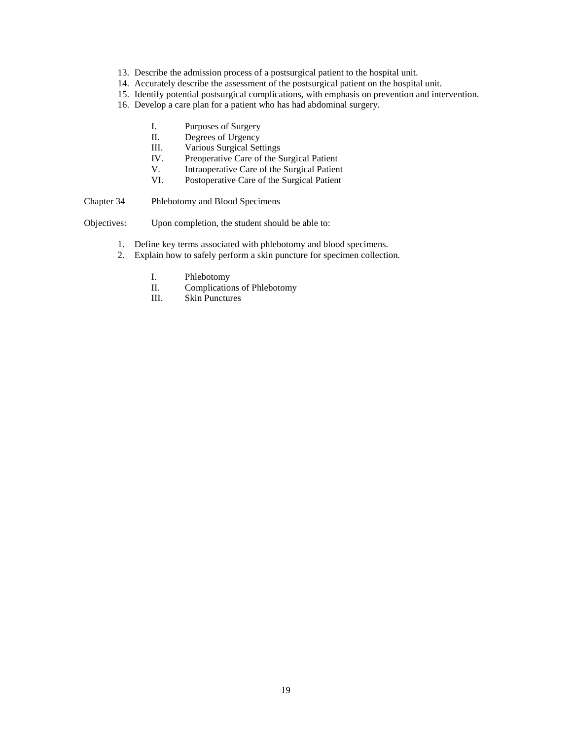13. Describe the admission process of a postsurgical patient to the hospital unit.
14. Accurately describe the assessment of the postsurgical patient on the hospital unit.
15. Identify potential postsurgical complications, with emphasis on prevention and intervention.
16. Develop a care plan for a patient who has had abdominal surgery.

   I. Purposes of Surgery
   II. Degrees of Urgency
   III. Various Surgical Settings
   IV. Preoperative Care of the Surgical Patient
   V. Intraoperative Care of the Surgical Patient
   VI. Postoperative Care of the Surgical Patient

Chapter 34 Phlebotomy and Blood Specimens

Objectives: Upon completion, the student should be able to:

1. Define key terms associated with phlebotomy and blood specimens.
2. Explain how to safely perform a skin puncture for specimen collection.

   I. Phlebotomy
   II. Complications of Phlebotomy
   III. Skin Punctures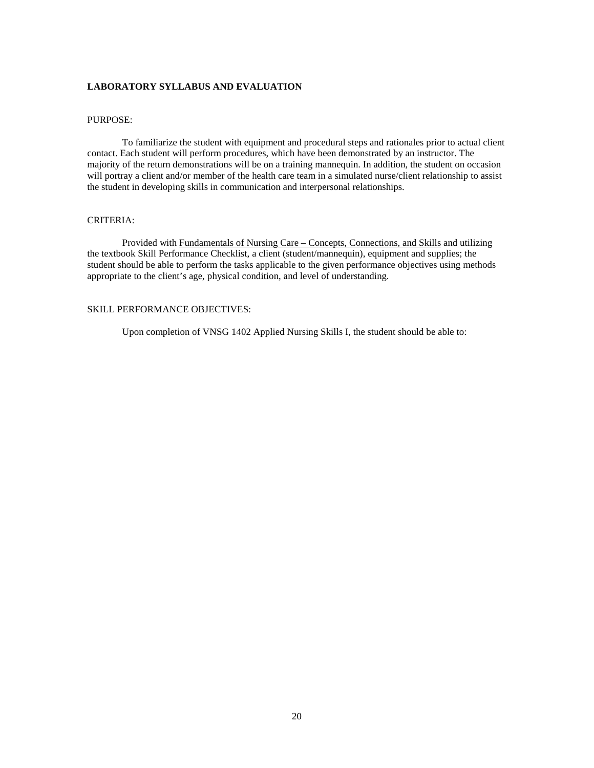**LABORATORY SYLLABUS AND EVALUATION**

PURPOSE:

To familiarize the student with equipment and procedural steps and rationales prior to actual client contact. Each student will perform procedures, which have been demonstrated by an instructor. The majority of the return demonstrations will be on a training mannequin. In addition, the student on occasion will portray a client and/or member of the health care team in a simulated nurse/client relationship to assist the student in developing skills in communication and interpersonal relationships.

CRITERIA:

Provided with Fundamentals of Nursing Care – Concepts, Connections, and Skills and utilizing the textbook Skill Performance Checklist, a client (student/mannequin), equipment and supplies; the student should be able to perform the tasks applicable to the given performance objectives using methods appropriate to the client's age, physical condition, and level of understanding.

SKILL PERFORMANCE OBJECTIVES:

Upon completion of VNSG 1402 Applied Nursing Skills I, the student should be able to: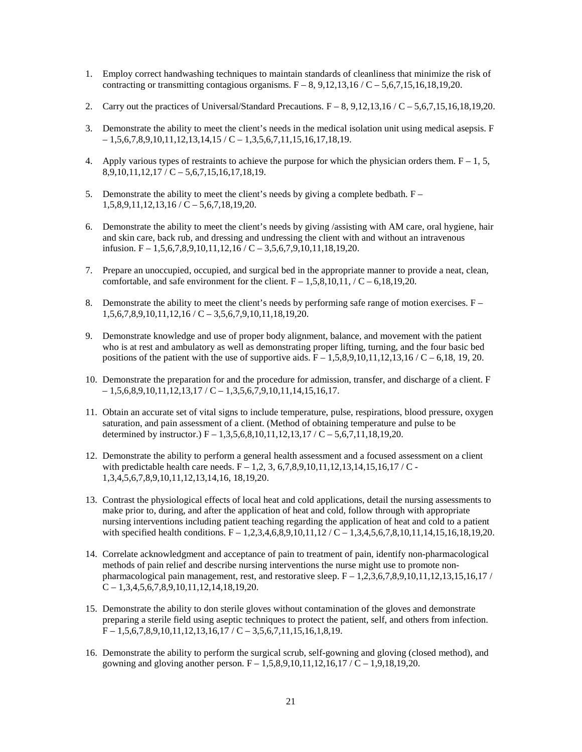1. Employ correct handwashing techniques to maintain standards of cleanliness that minimize the risk of contracting or transmitting contagious organisms. F – 8, 9,12,13,16 / C – 5,6,7,15,16,18,19,20.

2. Carry out the practices of Universal/Standard Precautions. F – 8, 9,12,13,16 / C – 5,6,7,15,16,18,19,20.

3. Demonstrate the ability to meet the client's needs in the medical isolation unit using medical asepsis. F – 1,5,6,7,8,9,10,11,12,13,14,15 / C – 1,3,5,6,7,11,15,16,17,18,19.

4. Apply various types of restraints to achieve the purpose for which the physician orders them. F – 1, 5, 8,9,10,11,12,17 / C – 5,6,7,15,16,17,18,19.

5. Demonstrate the ability to meet the client's needs by giving a complete bedbath. F – 1,5,8,9,11,12,13,16 / C – 5,6,7,18,19,20.

6. Demonstrate the ability to meet the client's needs by giving /assisting with AM care, oral hygiene, hair and skin care, back rub, and dressing and undressing the client with and without an intravenous infusion. F – 1,5,6,7,8,9,10,11,12,16 / C – 3,5,6,7,9,10,11,18,19,20.

7. Prepare an unoccupied, occupied, and surgical bed in the appropriate manner to provide a neat, clean, comfortable, and safe environment for the client. F – 1,5,8,10,11, / C – 6,18,19,20.

8. Demonstrate the ability to meet the client's needs by performing safe range of motion exercises. F – 1,5,6,7,8,9,10,11,12,16 / C – 3,5,6,7,9,10,11,18,19,20.

9. Demonstrate knowledge and use of proper body alignment, balance, and movement with the patient who is at rest and ambulatory as well as demonstrating proper lifting, turning, and the four basic bed positions of the patient with the use of supportive aids. F – 1,5,8,9,10,11,12,13,16 / C – 6,18, 19, 20.

10. Demonstrate the preparation for and the procedure for admission, transfer, and discharge of a client. F – 1,5,6,8,9,10,11,12,13,17 / C – 1,3,5,6,7,9,10,11,14,15,16,17.

11. Obtain an accurate set of vital signs to include temperature, pulse, respirations, blood pressure, oxygen saturation, and pain assessment of a client. (Method of obtaining temperature and pulse to be determined by instructor.) F – 1,3,5,6,8,10,11,12,13,17 / C – 5,6,7,11,18,19,20.

12. Demonstrate the ability to perform a general health assessment and a focused assessment on a client with predictable health care needs. F – 1,2, 3, 6,7,8,9,10,11,12,13,14,15,16,17 / C - 1,3,4,5,6,7,8,9,10,11,12,13,14,16, 18,19,20.

13. Contrast the physiological effects of local heat and cold applications, detail the nursing assessments to make prior to, during, and after the application of heat and cold, follow through with appropriate nursing interventions including patient teaching regarding the application of heat and cold to a patient with specified health conditions. F – 1,2,3,4,6,8,9,10,11,12 / C – 1,3,4,5,6,7,8,10,11,14,15,16,18,19,20.

14. Correlate acknowledgment and acceptance of pain to treatment of pain, identify non-pharmacological methods of pain relief and describe nursing interventions the nurse might use to promote non-pharmacological pain management, rest, and restorative sleep. F – 1,2,3,6,7,8,9,10,11,12,13,15,16,17 / C – 1,3,4,5,6,7,8,9,10,11,12,14,18,19,20.

15. Demonstrate the ability to don sterile gloves without contamination of the gloves and demonstrate preparing a sterile field using aseptic techniques to protect the patient, self, and others from infection. F – 1,5,6,7,8,9,10,11,12,13,16,17 / C – 3,5,6,7,11,15,16,1,8,19.

16. Demonstrate the ability to perform the surgical scrub, self-gowning and gloving (closed method), and gowning and gloving another person. F – 1,5,8,9,10,11,12,16,17 / C – 1,9,18,19,20.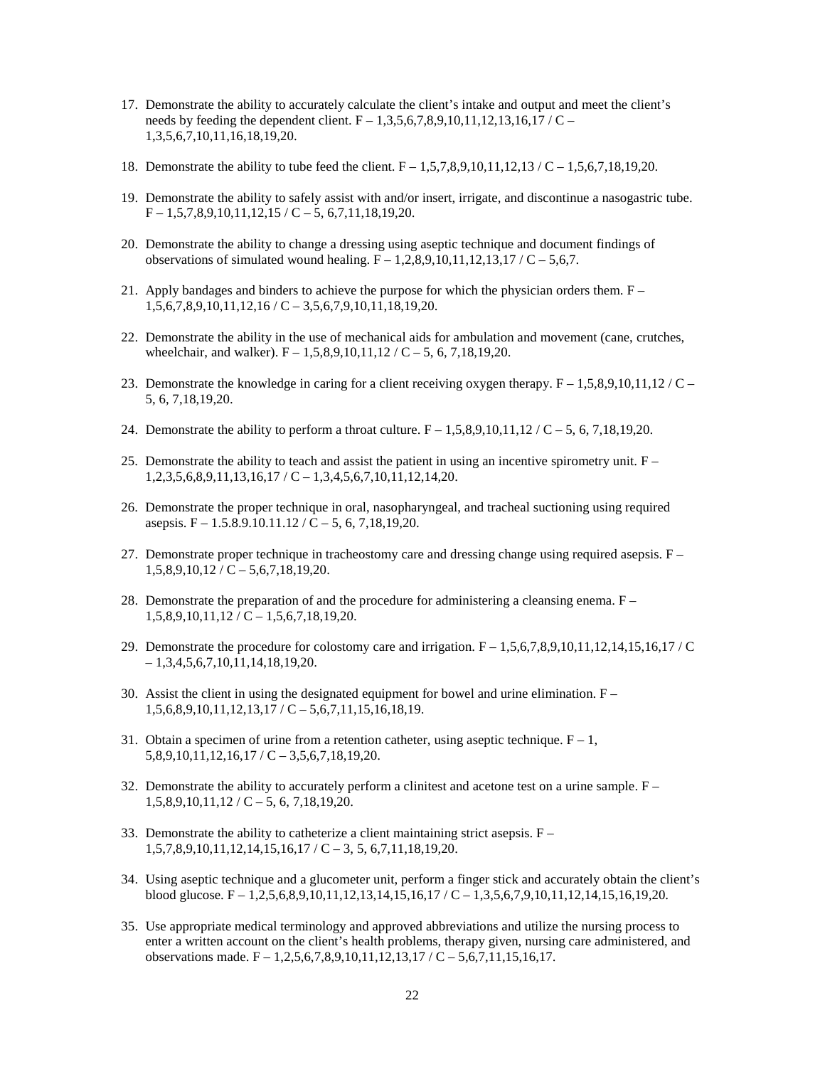17. Demonstrate the ability to accurately calculate the client's intake and output and meet the client's needs by feeding the dependent client. F – 1,3,5,6,7,8,9,10,11,12,13,16,17 / C – 1,3,5,6,7,10,11,16,18,19,20.

18. Demonstrate the ability to tube feed the client. F – 1,5,7,8,9,10,11,12,13 / C – 1,5,6,7,18,19,20.

19. Demonstrate the ability to safely assist with and/or insert, irrigate, and discontinue a nasogastric tube. F – 1,5,7,8,9,10,11,12,15 / C – 5, 6,7,11,18,19,20.

20. Demonstrate the ability to change a dressing using aseptic technique and document findings of observations of simulated wound healing. F – 1,2,8,9,10,11,12,13,17 / C – 5,6,7.

21. Apply bandages and binders to achieve the purpose for which the physician orders them. F – 1,5,6,7,8,9,10,11,12,16 / C – 3,5,6,7,9,10,11,18,19,20.

22. Demonstrate the ability in the use of mechanical aids for ambulation and movement (cane, crutches, wheelchair, and walker). F – 1,5,8,9,10,11,12 / C – 5, 6, 7,18,19,20.

23. Demonstrate the knowledge in caring for a client receiving oxygen therapy. F – 1,5,8,9,10,11,12 / C – 5, 6, 7,18,19,20.

24. Demonstrate the ability to perform a throat culture. F – 1,5,8,9,10,11,12 / C – 5, 6, 7,18,19,20.

25. Demonstrate the ability to teach and assist the patient in using an incentive spirometry unit. F – 1,2,3,5,6,8,9,11,13,16,17 / C – 1,3,4,5,6,7,10,11,12,14,20.

26. Demonstrate the proper technique in oral, nasopharyngeal, and tracheal suctioning using required asepsis. F – 1.5.8.9.10.11.12 / C – 5, 6, 7,18,19,20.

27. Demonstrate proper technique in tracheostomy care and dressing change using required asepsis. F – 1,5,8,9,10,12 / C – 5,6,7,18,19,20.

28. Demonstrate the preparation of and the procedure for administering a cleansing enema. F – 1,5,8,9,10,11,12 / C – 1,5,6,7,18,19,20.

29. Demonstrate the procedure for colostomy care and irrigation. F – 1,5,6,7,8,9,10,11,12,14,15,16,17 / C – 1,3,4,5,6,7,10,11,14,18,19,20.

30. Assist the client in using the designated equipment for bowel and urine elimination. F – 1,5,6,8,9,10,11,12,13,17 / C – 5,6,7,11,15,16,18,19.

31. Obtain a specimen of urine from a retention catheter, using aseptic technique. F – 1, 5,8,9,10,11,12,16,17 / C – 3,5,6,7,18,19,20.

32. Demonstrate the ability to accurately perform a clinitest and acetone test on a urine sample. F – 1,5,8,9,10,11,12 / C – 5, 6, 7,18,19,20.

33. Demonstrate the ability to catheterize a client maintaining strict asepsis. F – 1,5,7,8,9,10,11,12,14,15,16,17 / C – 3, 5, 6,7,11,18,19,20.

34. Using aseptic technique and a glucometer unit, perform a finger stick and accurately obtain the client's blood glucose. F – 1,2,5,6,8,9,10,11,12,13,14,15,16,17 / C – 1,3,5,6,7,9,10,11,12,14,15,16,19,20.

35. Use appropriate medical terminology and approved abbreviations and utilize the nursing process to enter a written account on the client's health problems, therapy given, nursing care administered, and observations made. F – 1,2,5,6,7,8,9,10,11,12,13,17 / C – 5,6,7,11,15,16,17.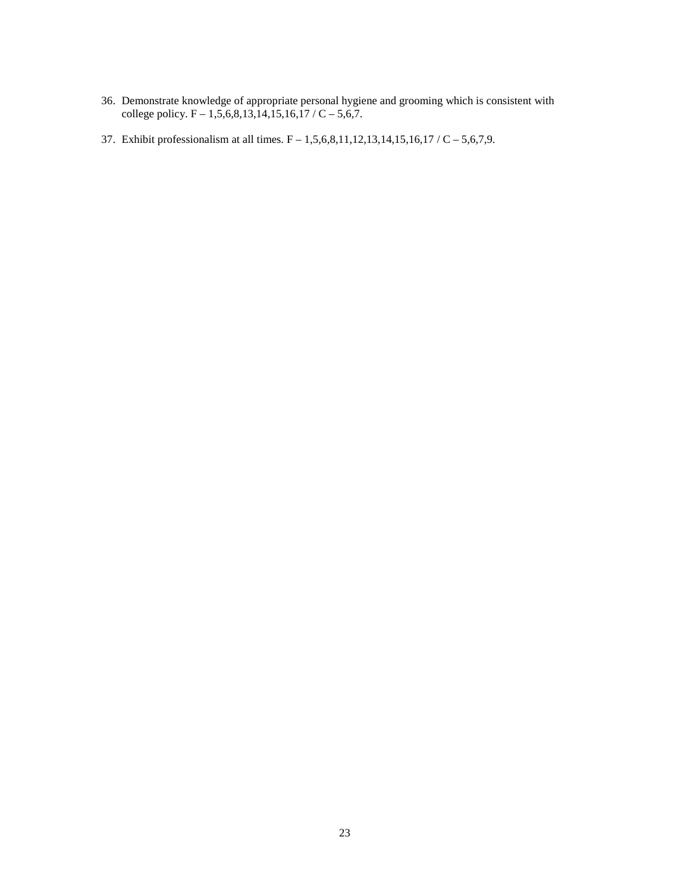36. Demonstrate knowledge of appropriate personal hygiene and grooming which is consistent with college policy. F – 1,5,6,8,13,14,15,16,17 / C – 5,6,7.

37. Exhibit professionalism at all times. F – 1,5,6,8,11,12,13,14,15,16,17 / C – 5,6,7,9.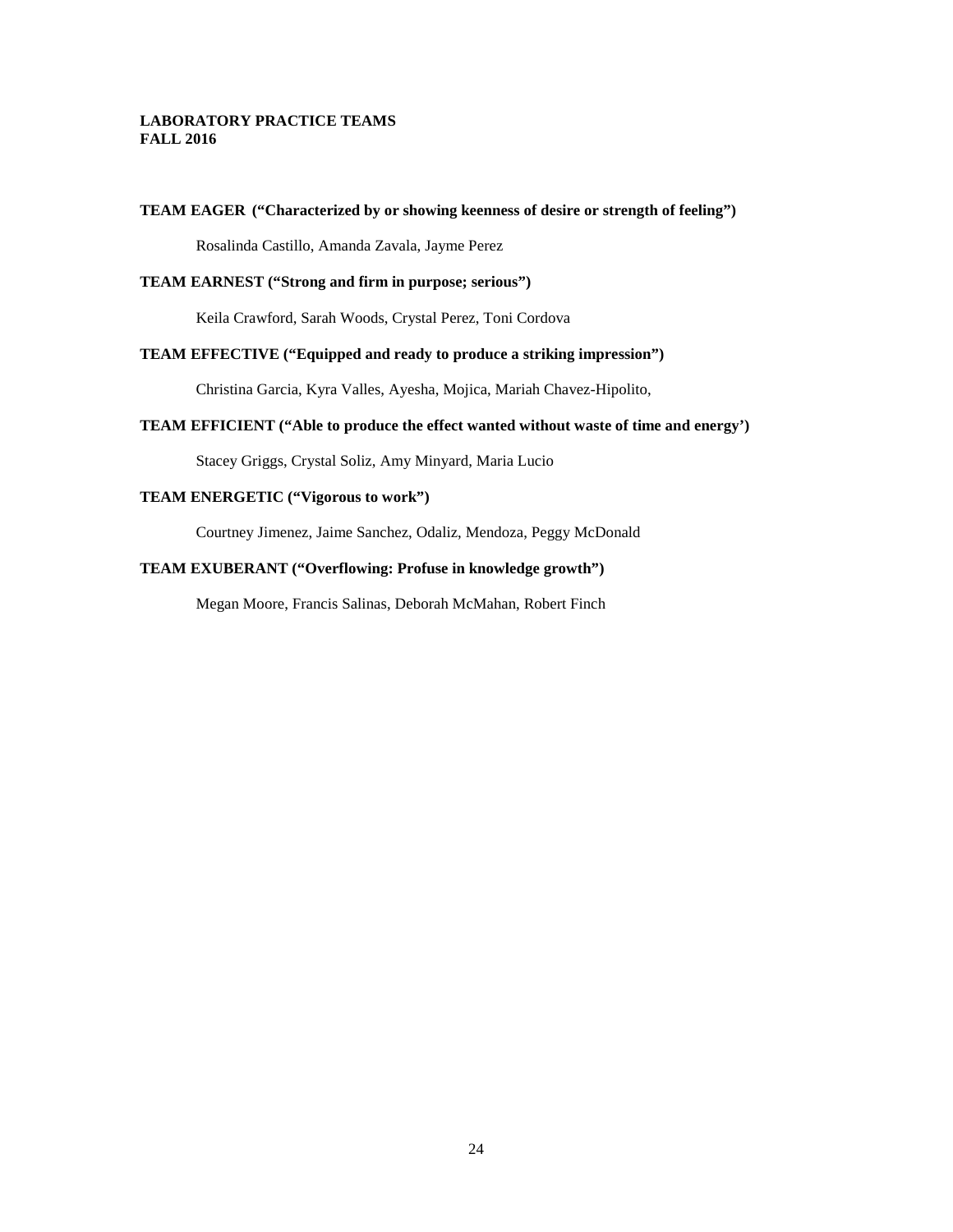**LABORATORY PRACTICE TEAMS**
**FALL 2016**

**TEAM EAGER (“Characterized by or showing keenness of desire or strength of feeling”)**

Rosalinda Castillo, Amanda Zavala, Jayme Perez

**TEAM EARNEST (“Strong and firm in purpose; serious”)**

Keila Crawford, Sarah Woods, Crystal Perez, Toni Cordova

**TEAM EFFECTIVE (“Equipped and ready to produce a striking impression”)**

Christina Garcia, Kyra Valles, Ayesha, Mojica, Mariah Chavez-Hipolito,

**TEAM EFFICIENT (“Able to produce the effect wanted without waste of time and energy’)**

Stacey Griggs, Crystal Soliz, Amy Minyard, Maria Lucio

**TEAM ENERGETIC (“Vigorous to work”)**

Courtney Jimenez, Jaime Sanchez, Odaliz, Mendoza, Peggy McDonald

**TEAM EXUBERANT (“Overflowing: Profuse in knowledge growth”)**

Megan Moore, Francis Salinas, Deborah McMahan, Robert Finch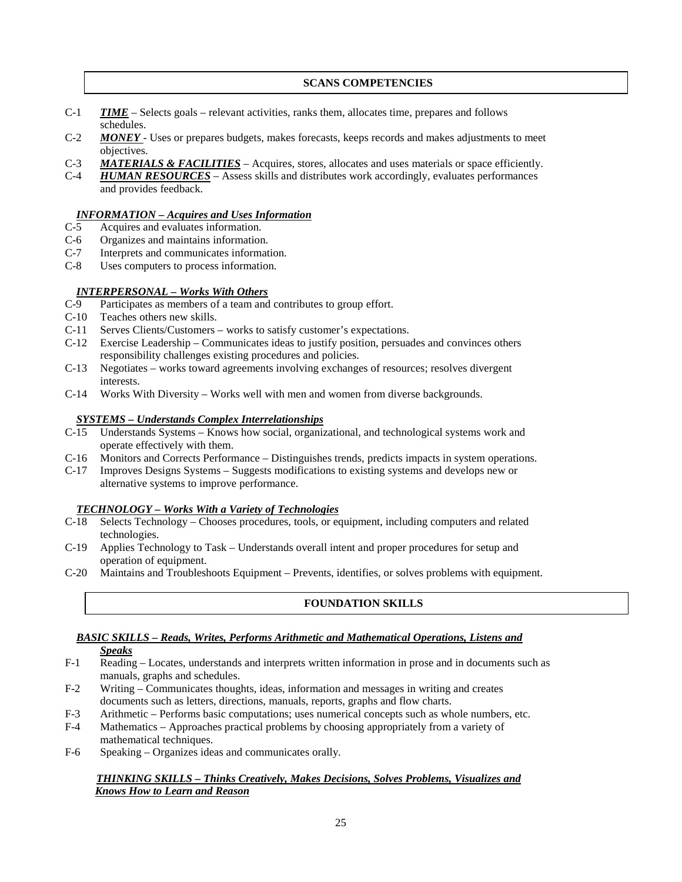## SCANS COMPETENCIES

C-1 ***TIME*** – Selects goals – relevant activities, ranks them, allocates time, prepares and follows schedules.

C-2 ***MONEY*** - Uses or prepares budgets, makes forecasts, keeps records and makes adjustments to meet objectives.

C-3 ***MATERIALS & FACILITIES*** – Acquires, stores, allocates and uses materials or space efficiently.

C-4 ***HUMAN RESOURCES*** – Assess skills and distributes work accordingly, evaluates performances and provides feedback.

***INFORMATION – Acquires and Uses Information***

C-5 Acquires and evaluates information.

C-6 Organizes and maintains information.

C-7 Interprets and communicates information.

C-8 Uses computers to process information.

***INTERPERSONAL – Works With Others***

C-9 Participates as members of a team and contributes to group effort.

C-10 Teaches others new skills.

C-11 Serves Clients/Customers – works to satisfy customer's expectations.

C-12 Exercise Leadership – Communicates ideas to justify position, persuades and convinces others responsibility challenges existing procedures and policies.

C-13 Negotiates – works toward agreements involving exchanges of resources; resolves divergent interests.

C-14 Works With Diversity – Works well with men and women from diverse backgrounds.

***SYSTEMS – Understands Complex Interrelationships***

C-15 Understands Systems – Knows how social, organizational, and technological systems work and operate effectively with them.

C-16 Monitors and Corrects Performance – Distinguishes trends, predicts impacts in system operations.

C-17 Improves Designs Systems – Suggests modifications to existing systems and develops new or alternative systems to improve performance.

***TECHNOLOGY – Works With a Variety of Technologies***

C-18 Selects Technology – Chooses procedures, tools, or equipment, including computers and related technologies.

C-19 Applies Technology to Task – Understands overall intent and proper procedures for setup and operation of equipment.

C-20 Maintains and Troubleshoots Equipment – Prevents, identifies, or solves problems with equipment.

## FOUNDATION SKILLS

***BASIC SKILLS – Reads, Writes, Performs Arithmetic and Mathematical Operations, Listens and Speaks***

F-1 Reading – Locates, understands and interprets written information in prose and in documents such as manuals, graphs and schedules.

F-2 Writing – Communicates thoughts, ideas, information and messages in writing and creates documents such as letters, directions, manuals, reports, graphs and flow charts.

F-3 Arithmetic – Performs basic computations; uses numerical concepts such as whole numbers, etc.

F-4 Mathematics – Approaches practical problems by choosing appropriately from a variety of mathematical techniques.

F-6 Speaking – Organizes ideas and communicates orally.

***THINKING SKILLS – Thinks Creatively, Makes Decisions, Solves Problems, Visualizes and Knows How to Learn and Reason***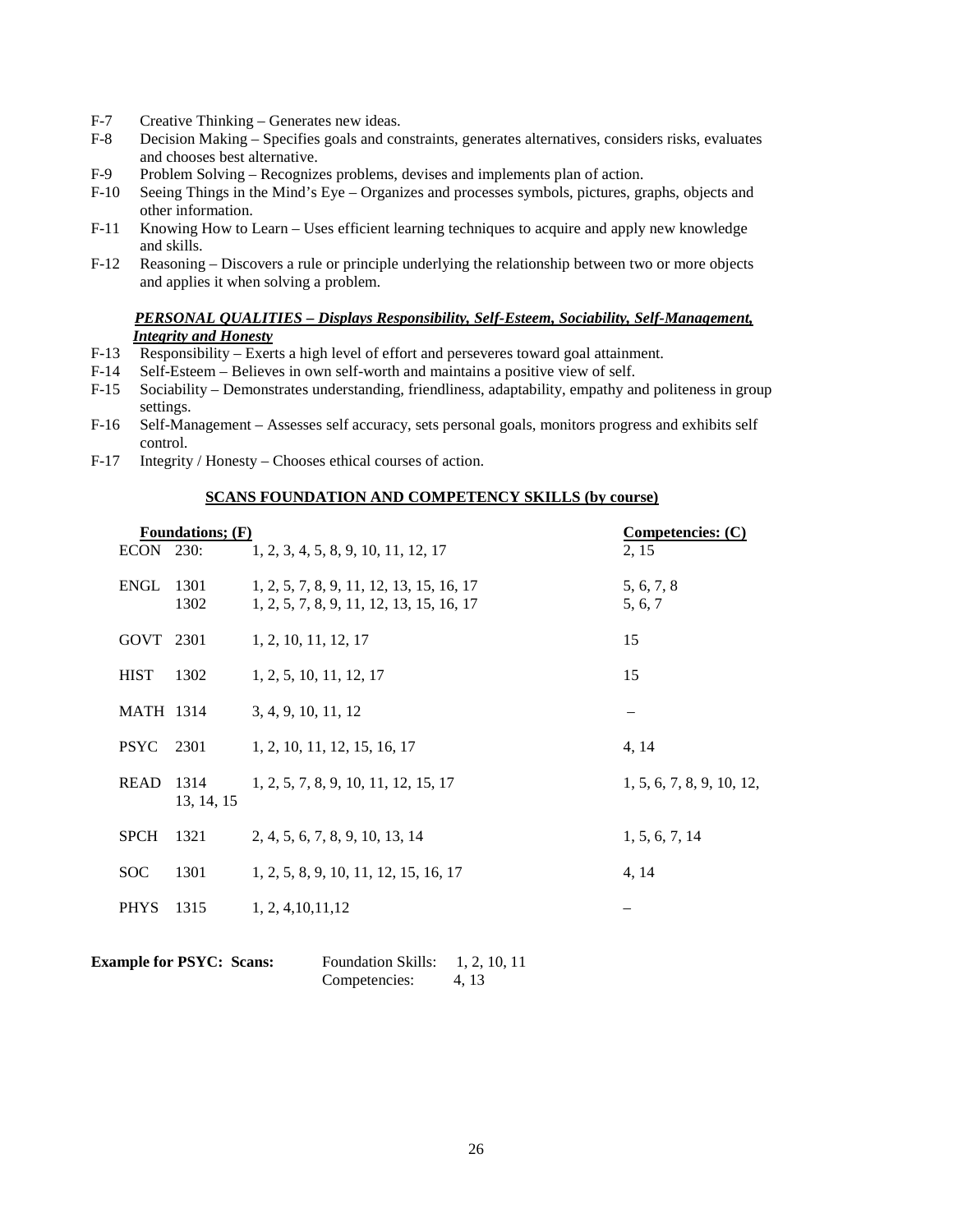- F-7 Creative Thinking – Generates new ideas.
- F-8 Decision Making – Specifies goals and constraints, generates alternatives, considers risks, evaluates and chooses best alternative.
- F-9 Problem Solving – Recognizes problems, devises and implements plan of action.
- F-10 Seeing Things in the Mind's Eye – Organizes and processes symbols, pictures, graphs, objects and other information.
- F-11 Knowing How to Learn – Uses efficient learning techniques to acquire and apply new knowledge and skills.
- F-12 Reasoning – Discovers a rule or principle underlying the relationship between two or more objects and applies it when solving a problem.

***PERSONAL QUALITIES – Displays Responsibility, Self-Esteem, Sociability, Self-Management, Integrity and Honesty***

- F-13 Responsibility – Exerts a high level of effort and perseveres toward goal attainment.
- F-14 Self-Esteem – Believes in own self-worth and maintains a positive view of self.
- F-15 Sociability – Demonstrates understanding, friendliness, adaptability, empathy and politeness in group settings.
- F-16 Self-Management – Assesses self accuracy, sets personal goals, monitors progress and exhibits self control.
- F-17 Integrity / Honesty – Chooses ethical courses of action.

**SCANS FOUNDATION AND COMPETENCY SKILLS (by course)**

| Course | | Foundations; (F) | Competencies: (C) |
|---|---|---|---|
| ECON | 230: | 1, 2, 3, 4, 5, 8, 9, 10, 11, 12, 17 | 2, 15 |
| ENGL | 1301 | 1, 2, 5, 7, 8, 9, 11, 12, 13, 15, 16, 17 | 5, 6, 7, 8 |
| | 1302 | 1, 2, 5, 7, 8, 9, 11, 12, 13, 15, 16, 17 | 5, 6, 7 |
| GOVT | 2301 | 1, 2, 10, 11, 12, 17 | 15 |
| HIST | 1302 | 1, 2, 5, 10, 11, 12, 17 | 15 |
| MATH | 1314 | 3, 4, 9, 10, 11, 12 | – |
| PSYC | 2301 | 1, 2, 10, 11, 12, 15, 16, 17 | 4, 14 |
| READ | 1314 | 1, 2, 5, 7, 8, 9, 10, 11, 12, 15, 17 | 1, 5, 6, 7, 8, 9, 10, 12, 13, 14, 15 |
| SPCH | 1321 | 2, 4, 5, 6, 7, 8, 9, 10, 13, 14 | 1, 5, 6, 7, 14 |
| SOC | 1301 | 1, 2, 5, 8, 9, 10, 11, 12, 15, 16, 17 | 4, 14 |
| PHYS | 1315 | 1, 2, 4,10,11,12 | – |

**Example for PSYC: Scans:** Foundation Skills: 1, 2, 10, 11
Competencies: 4, 13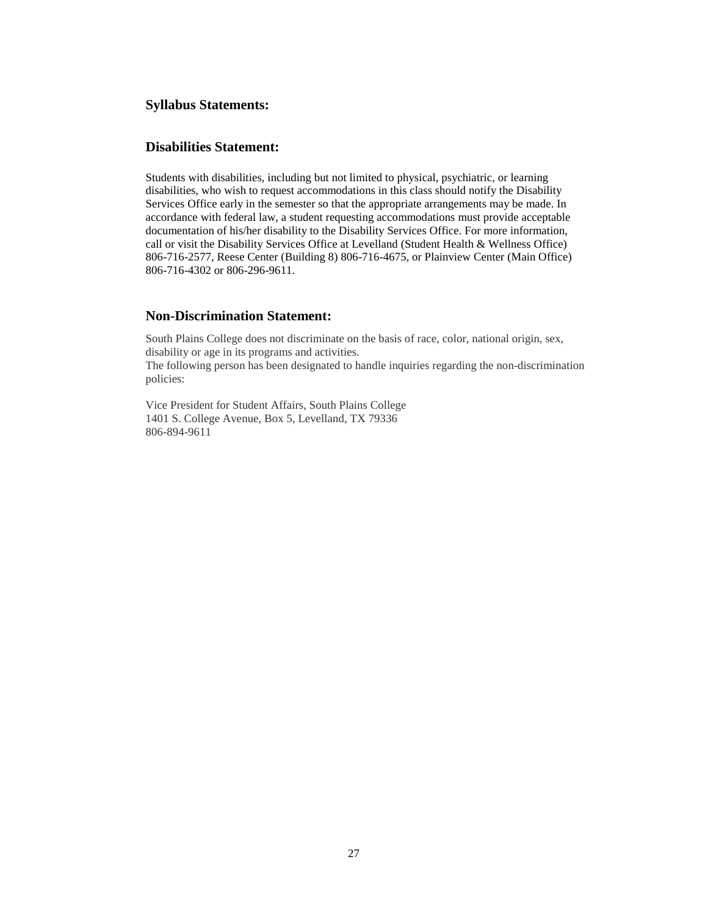## Syllabus Statements:

## Disabilities Statement:

Students with disabilities, including but not limited to physical, psychiatric, or learning disabilities, who wish to request accommodations in this class should notify the Disability Services Office early in the semester so that the appropriate arrangements may be made. In accordance with federal law, a student requesting accommodations must provide acceptable documentation of his/her disability to the Disability Services Office. For more information, call or visit the Disability Services Office at Levelland (Student Health & Wellness Office) 806-716-2577, Reese Center (Building 8) 806-716-4675, or Plainview Center (Main Office) 806-716-4302 or 806-296-9611.

## Non-Discrimination Statement:

South Plains College does not discriminate on the basis of race, color, national origin, sex, disability or age in its programs and activities.
The following person has been designated to handle inquiries regarding the non-discrimination policies:

Vice President for Student Affairs, South Plains College
1401 S. College Avenue, Box 5, Levelland, TX 79336
806-894-9611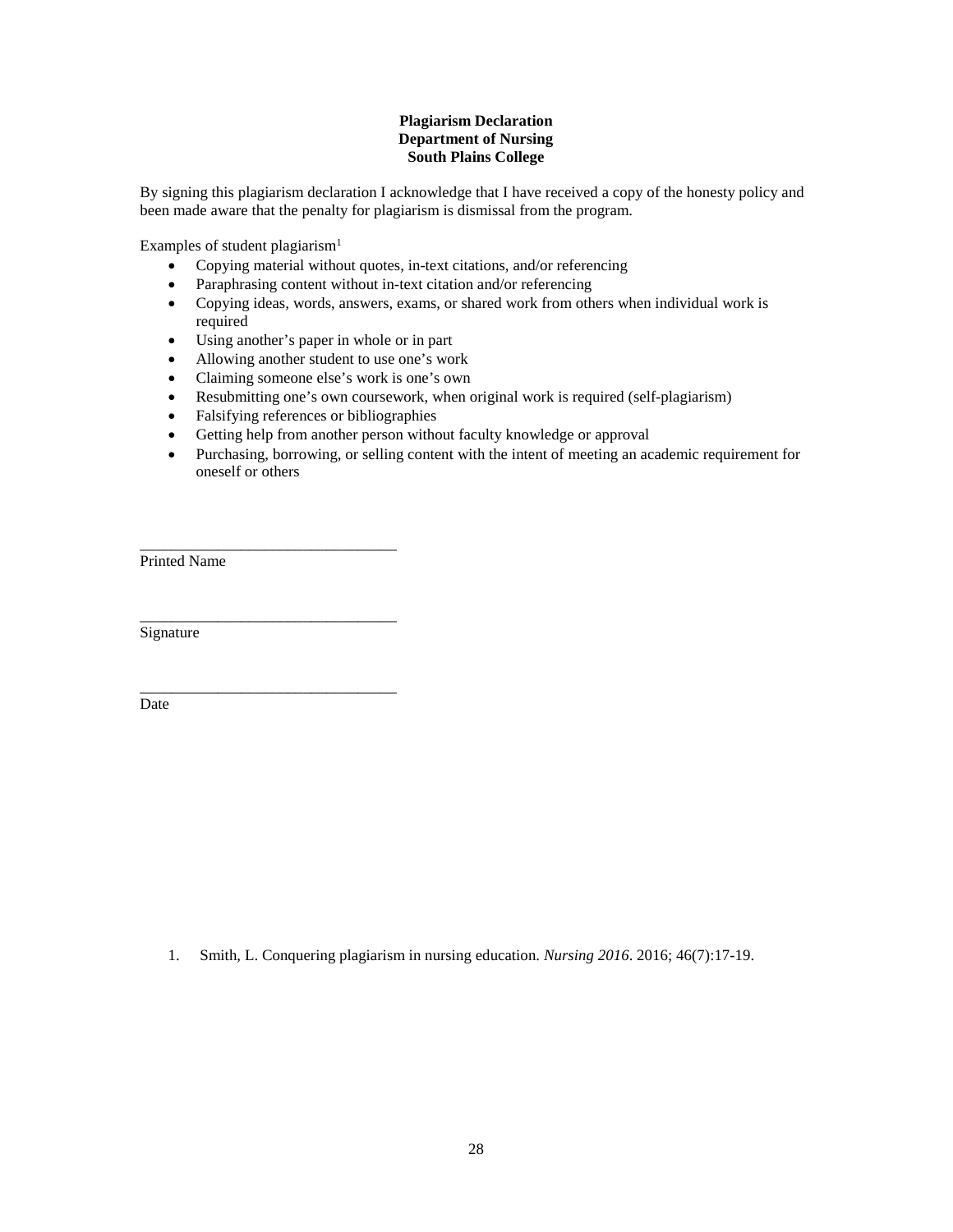**Plagiarism Declaration**
**Department of Nursing**
**South Plains College**

By signing this plagiarism declaration I acknowledge that I have received a copy of the honesty policy and been made aware that the penalty for plagiarism is dismissal from the program.

Examples of student plagiarism[1]

- Copying material without quotes, in-text citations, and/or referencing
- Paraphrasing content without in-text citation and/or referencing
- Copying ideas, words, answers, exams, or shared work from others when individual work is required
- Using another's paper in whole or in part
- Allowing another student to use one's work
- Claiming someone else's work is one's own
- Resubmitting one's own coursework, when original work is required (self-plagiarism)
- Falsifying references or bibliographies
- Getting help from another person without faculty knowledge or approval
- Purchasing, borrowing, or selling content with the intent of meeting an academic requirement for oneself or others

________________________________
Printed Name

________________________________
Signature

________________________________
Date

1. Smith, L. Conquering plagiarism in nursing education. *Nursing 2016*. 2016; 46(7):17-19.